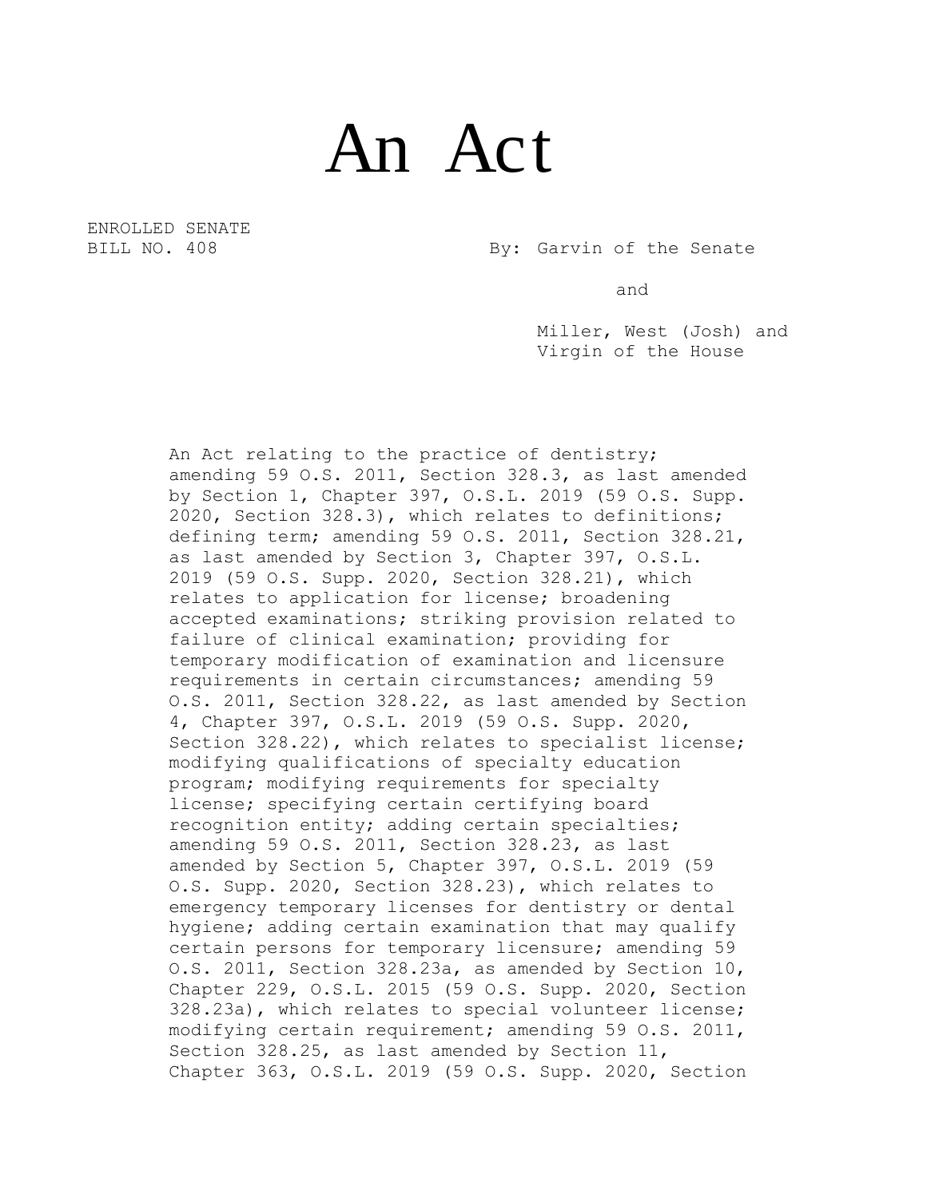# An Act

ENROLLED SENATE
BILL NO. 408

By: Garvin of the Senate

and

Miller, West (Josh) and Virgin of the House

An Act relating to the practice of dentistry; amending 59 O.S. 2011, Section 328.3, as last amended by Section 1, Chapter 397, O.S.L. 2019 (59 O.S. Supp. 2020, Section 328.3), which relates to definitions; defining term; amending 59 O.S. 2011, Section 328.21, as last amended by Section 3, Chapter 397, O.S.L. 2019 (59 O.S. Supp. 2020, Section 328.21), which relates to application for license; broadening accepted examinations; striking provision related to failure of clinical examination; providing for temporary modification of examination and licensure requirements in certain circumstances; amending 59 O.S. 2011, Section 328.22, as last amended by Section 4, Chapter 397, O.S.L. 2019 (59 O.S. Supp. 2020, Section 328.22), which relates to specialist license; modifying qualifications of specialty education program; modifying requirements for specialty license; specifying certain certifying board recognition entity; adding certain specialties; amending 59 O.S. 2011, Section 328.23, as last amended by Section 5, Chapter 397, O.S.L. 2019 (59 O.S. Supp. 2020, Section 328.23), which relates to emergency temporary licenses for dentistry or dental hygiene; adding certain examination that may qualify certain persons for temporary licensure; amending 59 O.S. 2011, Section 328.23a, as amended by Section 10, Chapter 229, O.S.L. 2015 (59 O.S. Supp. 2020, Section 328.23a), which relates to special volunteer license; modifying certain requirement; amending 59 O.S. 2011, Section 328.25, as last amended by Section 11, Chapter 363, O.S.L. 2019 (59 O.S. Supp. 2020, Section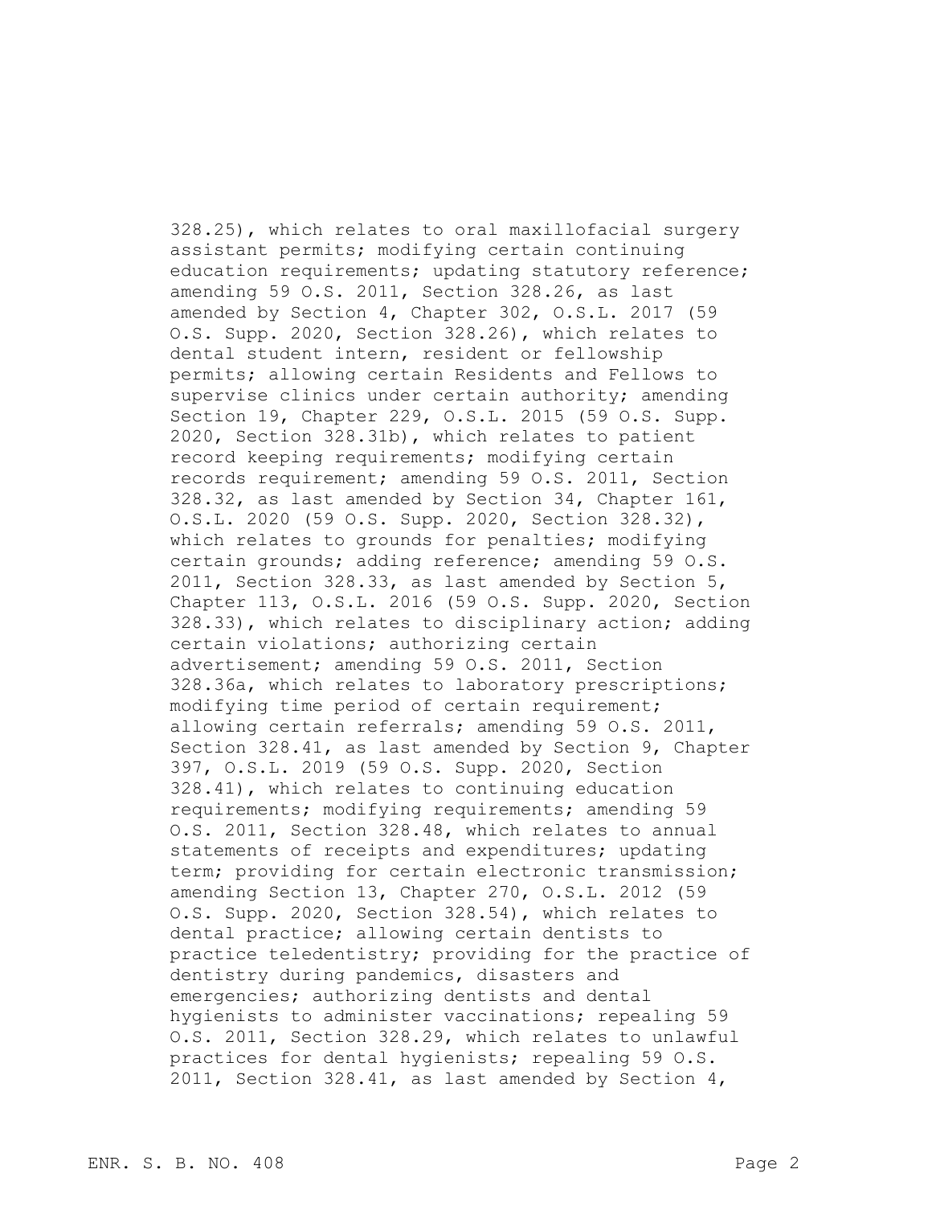328.25), which relates to oral maxillofacial surgery assistant permits; modifying certain continuing education requirements; updating statutory reference; amending 59 O.S. 2011, Section 328.26, as last amended by Section 4, Chapter 302, O.S.L. 2017 (59 O.S. Supp. 2020, Section 328.26), which relates to dental student intern, resident or fellowship permits; allowing certain Residents and Fellows to supervise clinics under certain authority; amending Section 19, Chapter 229, O.S.L. 2015 (59 O.S. Supp. 2020, Section 328.31b), which relates to patient record keeping requirements; modifying certain records requirement; amending 59 O.S. 2011, Section 328.32, as last amended by Section 34, Chapter 161, O.S.L. 2020 (59 O.S. Supp. 2020, Section 328.32), which relates to grounds for penalties; modifying certain grounds; adding reference; amending 59 O.S. 2011, Section 328.33, as last amended by Section 5, Chapter 113, O.S.L. 2016 (59 O.S. Supp. 2020, Section 328.33), which relates to disciplinary action; adding certain violations; authorizing certain advertisement; amending 59 O.S. 2011, Section 328.36a, which relates to laboratory prescriptions; modifying time period of certain requirement; allowing certain referrals; amending 59 O.S. 2011, Section 328.41, as last amended by Section 9, Chapter 397, O.S.L. 2019 (59 O.S. Supp. 2020, Section 328.41), which relates to continuing education requirements; modifying requirements; amending 59 O.S. 2011, Section 328.48, which relates to annual statements of receipts and expenditures; updating term; providing for certain electronic transmission; amending Section 13, Chapter 270, O.S.L. 2012 (59 O.S. Supp. 2020, Section 328.54), which relates to dental practice; allowing certain dentists to practice teledentistry; providing for the practice of dentistry during pandemics, disasters and emergencies; authorizing dentists and dental hygienists to administer vaccinations; repealing 59 O.S. 2011, Section 328.29, which relates to unlawful practices for dental hygienists; repealing 59 O.S. 2011, Section 328.41, as last amended by Section 4,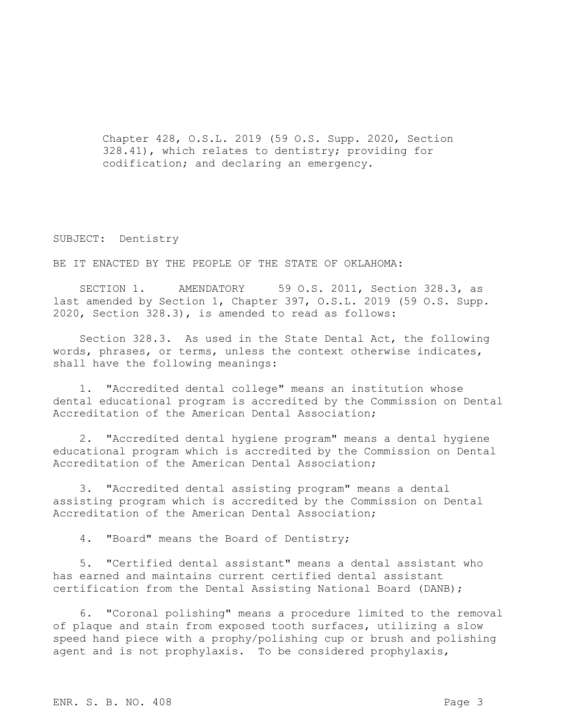Chapter 428, O.S.L. 2019 (59 O.S. Supp. 2020, Section 328.41), which relates to dentistry; providing for codification; and declaring an emergency.

SUBJECT: Dentistry

BE IT ENACTED BY THE PEOPLE OF THE STATE OF OKLAHOMA:

SECTION 1. AMENDATORY 59 O.S. 2011, Section 328.3, as last amended by Section 1, Chapter 397, O.S.L. 2019 (59 O.S. Supp. 2020, Section 328.3), is amended to read as follows:

Section 328.3. As used in the State Dental Act, the following words, phrases, or terms, unless the context otherwise indicates, shall have the following meanings:

1. "Accredited dental college" means an institution whose dental educational program is accredited by the Commission on Dental Accreditation of the American Dental Association;

2. "Accredited dental hygiene program" means a dental hygiene educational program which is accredited by the Commission on Dental Accreditation of the American Dental Association;

3. "Accredited dental assisting program" means a dental assisting program which is accredited by the Commission on Dental Accreditation of the American Dental Association;

4. "Board" means the Board of Dentistry;

5. "Certified dental assistant" means a dental assistant who has earned and maintains current certified dental assistant certification from the Dental Assisting National Board (DANB);

6. "Coronal polishing" means a procedure limited to the removal of plaque and stain from exposed tooth surfaces, utilizing a slow speed hand piece with a prophy/polishing cup or brush and polishing agent and is not prophylaxis. To be considered prophylaxis,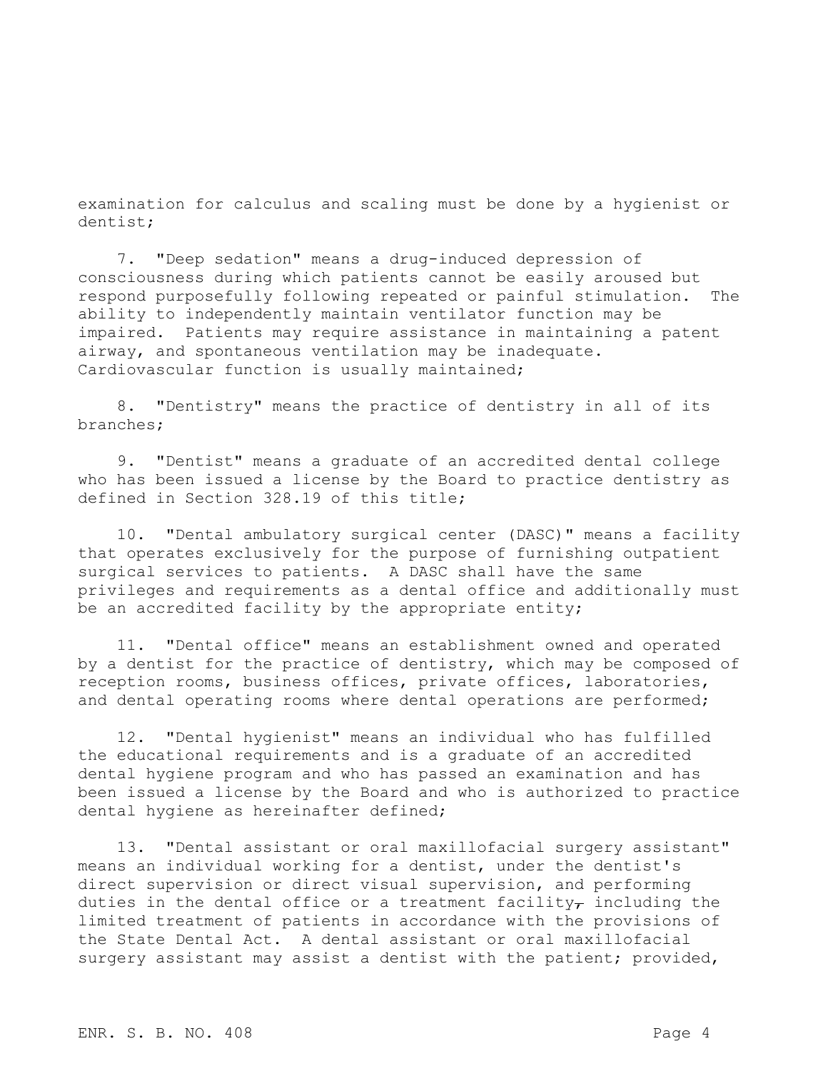examination for calculus and scaling must be done by a hygienist or dentist;

7. "Deep sedation" means a drug-induced depression of consciousness during which patients cannot be easily aroused but respond purposefully following repeated or painful stimulation. The ability to independently maintain ventilator function may be impaired. Patients may require assistance in maintaining a patent airway, and spontaneous ventilation may be inadequate. Cardiovascular function is usually maintained;

8. "Dentistry" means the practice of dentistry in all of its branches;

9. "Dentist" means a graduate of an accredited dental college who has been issued a license by the Board to practice dentistry as defined in Section 328.19 of this title;

10. "Dental ambulatory surgical center (DASC)" means a facility that operates exclusively for the purpose of furnishing outpatient surgical services to patients. A DASC shall have the same privileges and requirements as a dental office and additionally must be an accredited facility by the appropriate entity;

11. "Dental office" means an establishment owned and operated by a dentist for the practice of dentistry, which may be composed of reception rooms, business offices, private offices, laboratories, and dental operating rooms where dental operations are performed;

12. "Dental hygienist" means an individual who has fulfilled the educational requirements and is a graduate of an accredited dental hygiene program and who has passed an examination and has been issued a license by the Board and who is authorized to practice dental hygiene as hereinafter defined;

13. "Dental assistant or oral maxillofacial surgery assistant" means an individual working for a dentist, under the dentist's direct supervision or direct visual supervision, and performing duties in the dental office or a treatment facility~~,~~ including the limited treatment of patients in accordance with the provisions of the State Dental Act. A dental assistant or oral maxillofacial surgery assistant may assist a dentist with the patient; provided,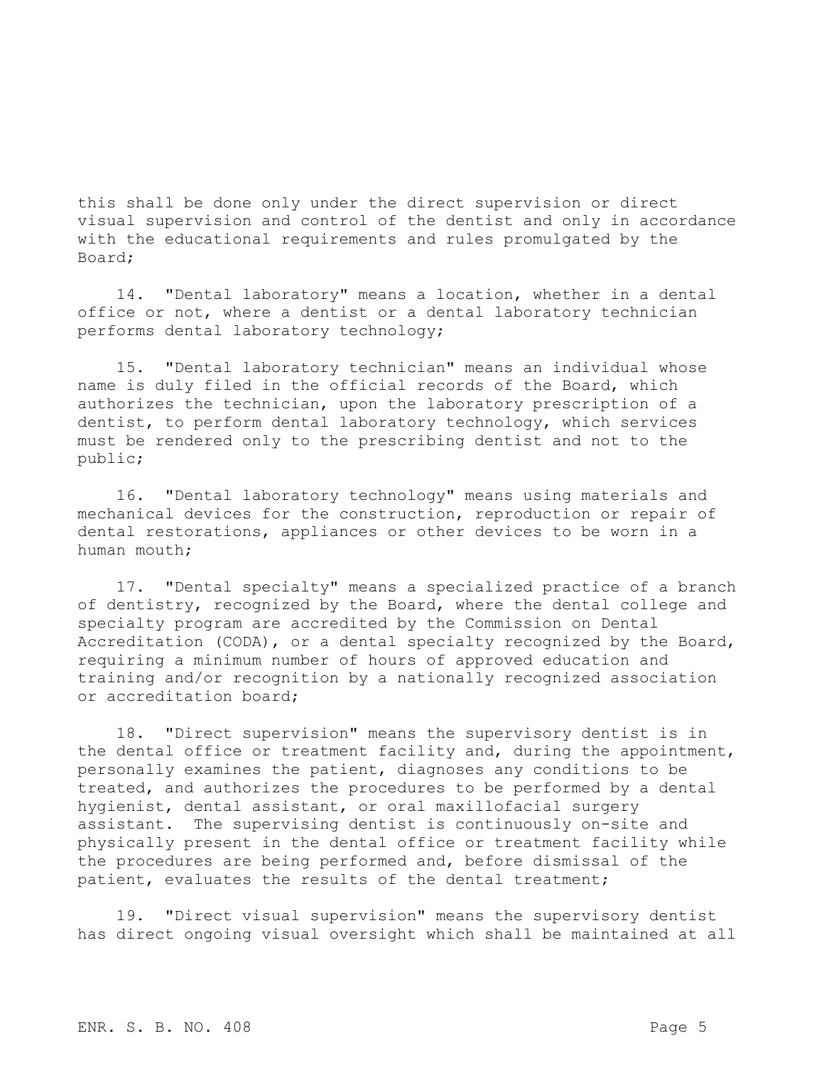this shall be done only under the direct supervision or direct visual supervision and control of the dentist and only in accordance with the educational requirements and rules promulgated by the Board;

14. "Dental laboratory" means a location, whether in a dental office or not, where a dentist or a dental laboratory technician performs dental laboratory technology;

15. "Dental laboratory technician" means an individual whose name is duly filed in the official records of the Board, which authorizes the technician, upon the laboratory prescription of a dentist, to perform dental laboratory technology, which services must be rendered only to the prescribing dentist and not to the public;

16. "Dental laboratory technology" means using materials and mechanical devices for the construction, reproduction or repair of dental restorations, appliances or other devices to be worn in a human mouth;

17. "Dental specialty" means a specialized practice of a branch of dentistry, recognized by the Board, where the dental college and specialty program are accredited by the Commission on Dental Accreditation (CODA), or a dental specialty recognized by the Board, requiring a minimum number of hours of approved education and training and/or recognition by a nationally recognized association or accreditation board;

18. "Direct supervision" means the supervisory dentist is in the dental office or treatment facility and, during the appointment, personally examines the patient, diagnoses any conditions to be treated, and authorizes the procedures to be performed by a dental hygienist, dental assistant, or oral maxillofacial surgery assistant. The supervising dentist is continuously on-site and physically present in the dental office or treatment facility while the procedures are being performed and, before dismissal of the patient, evaluates the results of the dental treatment;

19. "Direct visual supervision" means the supervisory dentist has direct ongoing visual oversight which shall be maintained at all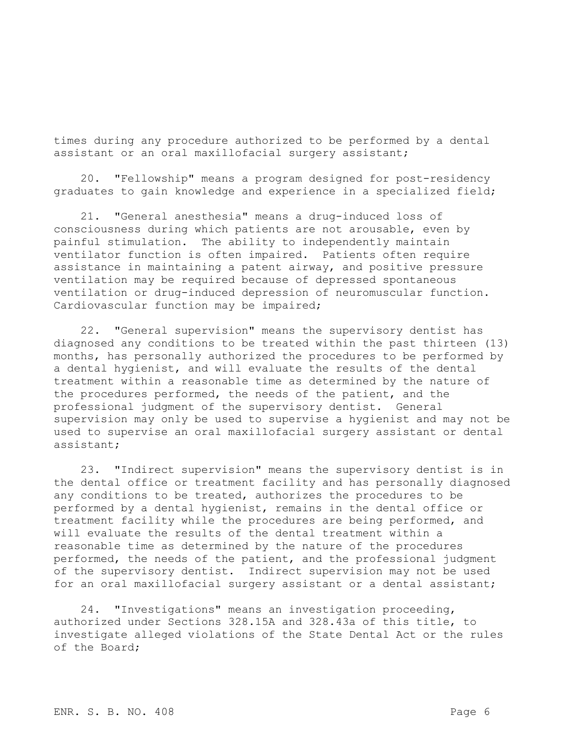times during any procedure authorized to be performed by a dental assistant or an oral maxillofacial surgery assistant;

20. "Fellowship" means a program designed for post-residency graduates to gain knowledge and experience in a specialized field;

21. "General anesthesia" means a drug-induced loss of consciousness during which patients are not arousable, even by painful stimulation. The ability to independently maintain ventilator function is often impaired. Patients often require assistance in maintaining a patent airway, and positive pressure ventilation may be required because of depressed spontaneous ventilation or drug-induced depression of neuromuscular function. Cardiovascular function may be impaired;

22. "General supervision" means the supervisory dentist has diagnosed any conditions to be treated within the past thirteen (13) months, has personally authorized the procedures to be performed by a dental hygienist, and will evaluate the results of the dental treatment within a reasonable time as determined by the nature of the procedures performed, the needs of the patient, and the professional judgment of the supervisory dentist. General supervision may only be used to supervise a hygienist and may not be used to supervise an oral maxillofacial surgery assistant or dental assistant;

23. "Indirect supervision" means the supervisory dentist is in the dental office or treatment facility and has personally diagnosed any conditions to be treated, authorizes the procedures to be performed by a dental hygienist, remains in the dental office or treatment facility while the procedures are being performed, and will evaluate the results of the dental treatment within a reasonable time as determined by the nature of the procedures performed, the needs of the patient, and the professional judgment of the supervisory dentist. Indirect supervision may not be used for an oral maxillofacial surgery assistant or a dental assistant;

24. "Investigations" means an investigation proceeding, authorized under Sections 328.15A and 328.43a of this title, to investigate alleged violations of the State Dental Act or the rules of the Board;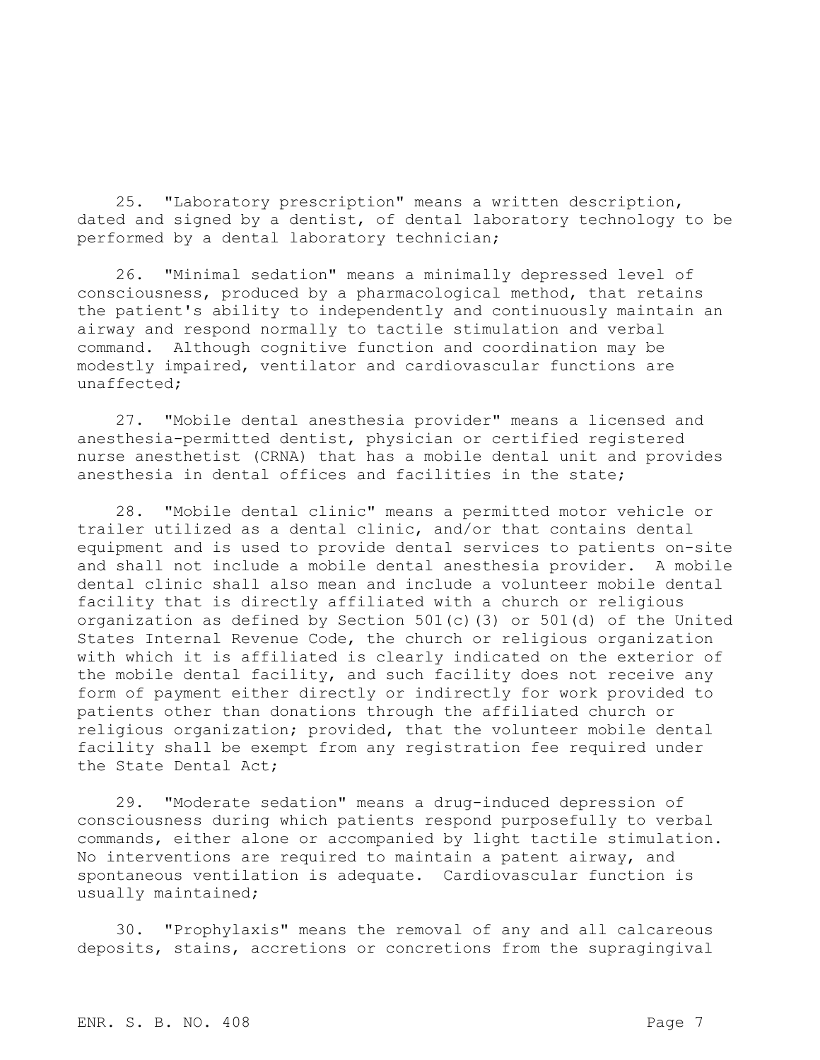25. "Laboratory prescription" means a written description, dated and signed by a dentist, of dental laboratory technology to be performed by a dental laboratory technician;

26. "Minimal sedation" means a minimally depressed level of consciousness, produced by a pharmacological method, that retains the patient's ability to independently and continuously maintain an airway and respond normally to tactile stimulation and verbal command. Although cognitive function and coordination may be modestly impaired, ventilator and cardiovascular functions are unaffected;

27. "Mobile dental anesthesia provider" means a licensed and anesthesia-permitted dentist, physician or certified registered nurse anesthetist (CRNA) that has a mobile dental unit and provides anesthesia in dental offices and facilities in the state;

28. "Mobile dental clinic" means a permitted motor vehicle or trailer utilized as a dental clinic, and/or that contains dental equipment and is used to provide dental services to patients on-site and shall not include a mobile dental anesthesia provider. A mobile dental clinic shall also mean and include a volunteer mobile dental facility that is directly affiliated with a church or religious organization as defined by Section 501(c)(3) or 501(d) of the United States Internal Revenue Code, the church or religious organization with which it is affiliated is clearly indicated on the exterior of the mobile dental facility, and such facility does not receive any form of payment either directly or indirectly for work provided to patients other than donations through the affiliated church or religious organization; provided, that the volunteer mobile dental facility shall be exempt from any registration fee required under the State Dental Act;

29. "Moderate sedation" means a drug-induced depression of consciousness during which patients respond purposefully to verbal commands, either alone or accompanied by light tactile stimulation. No interventions are required to maintain a patent airway, and spontaneous ventilation is adequate. Cardiovascular function is usually maintained;

30. "Prophylaxis" means the removal of any and all calcareous deposits, stains, accretions or concretions from the supragingival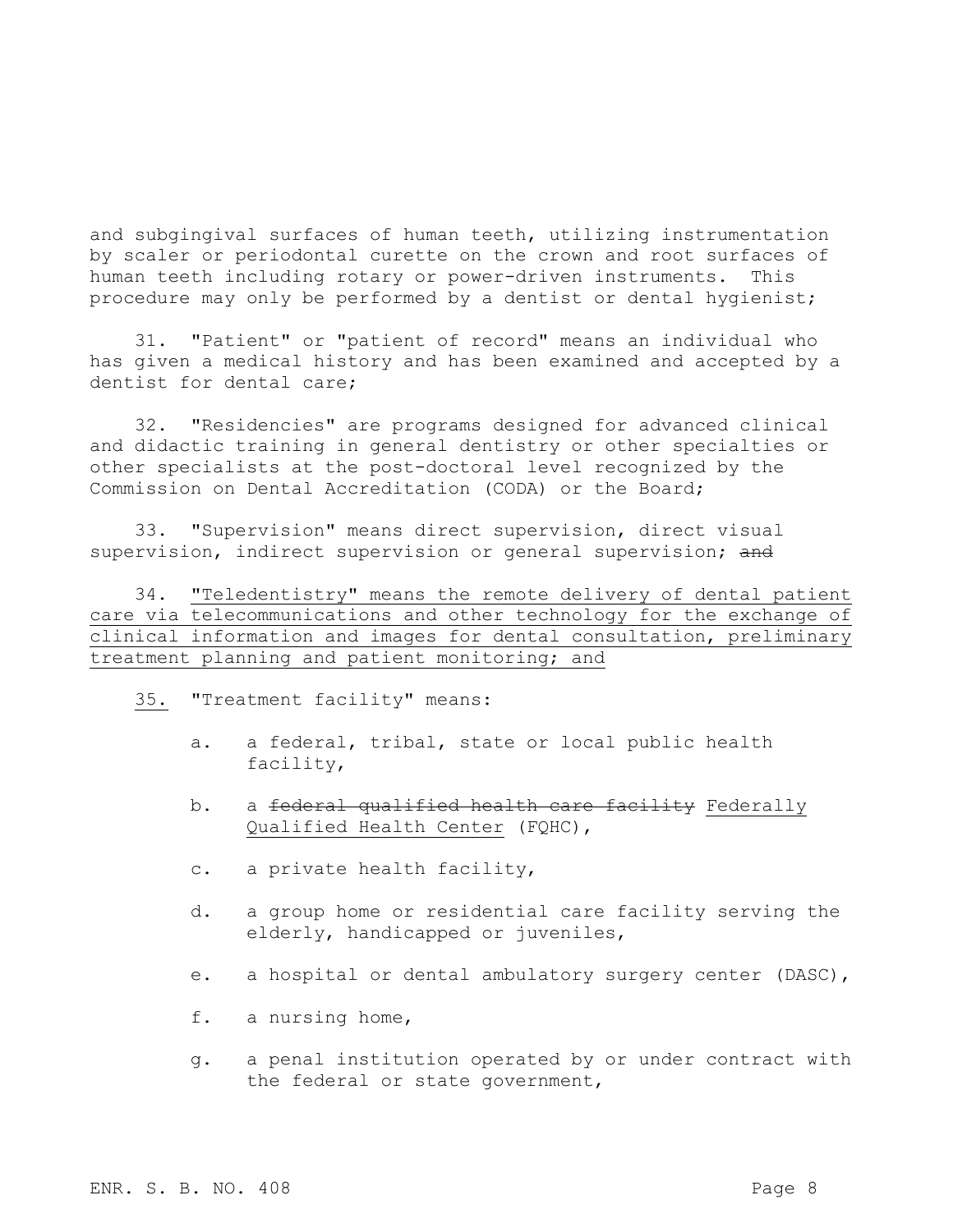and subgingival surfaces of human teeth, utilizing instrumentation by scaler or periodontal curette on the crown and root surfaces of human teeth including rotary or power-driven instruments. This procedure may only be performed by a dentist or dental hygienist;

31. "Patient" or "patient of record" means an individual who has given a medical history and has been examined and accepted by a dentist for dental care;

32. "Residencies" are programs designed for advanced clinical and didactic training in general dentistry or other specialties or other specialists at the post-doctoral level recognized by the Commission on Dental Accreditation (CODA) or the Board;

33. "Supervision" means direct supervision, direct visual supervision, indirect supervision or general supervision; ~~and~~

34. <u>"Teledentistry" means the remote delivery of dental patient care via telecommunications and other technology for the exchange of clinical information and images for dental consultation, preliminary treatment planning and patient monitoring; and</u>

<u>35.</u> "Treatment facility" means:

a. a federal, tribal, state or local public health facility,

b. a ~~federal qualified health care facility~~ <u>Federally Qualified Health Center</u> (FQHC),

c. a private health facility,

d. a group home or residential care facility serving the elderly, handicapped or juveniles,

e. a hospital or dental ambulatory surgery center (DASC),

f. a nursing home,

g. a penal institution operated by or under contract with the federal or state government,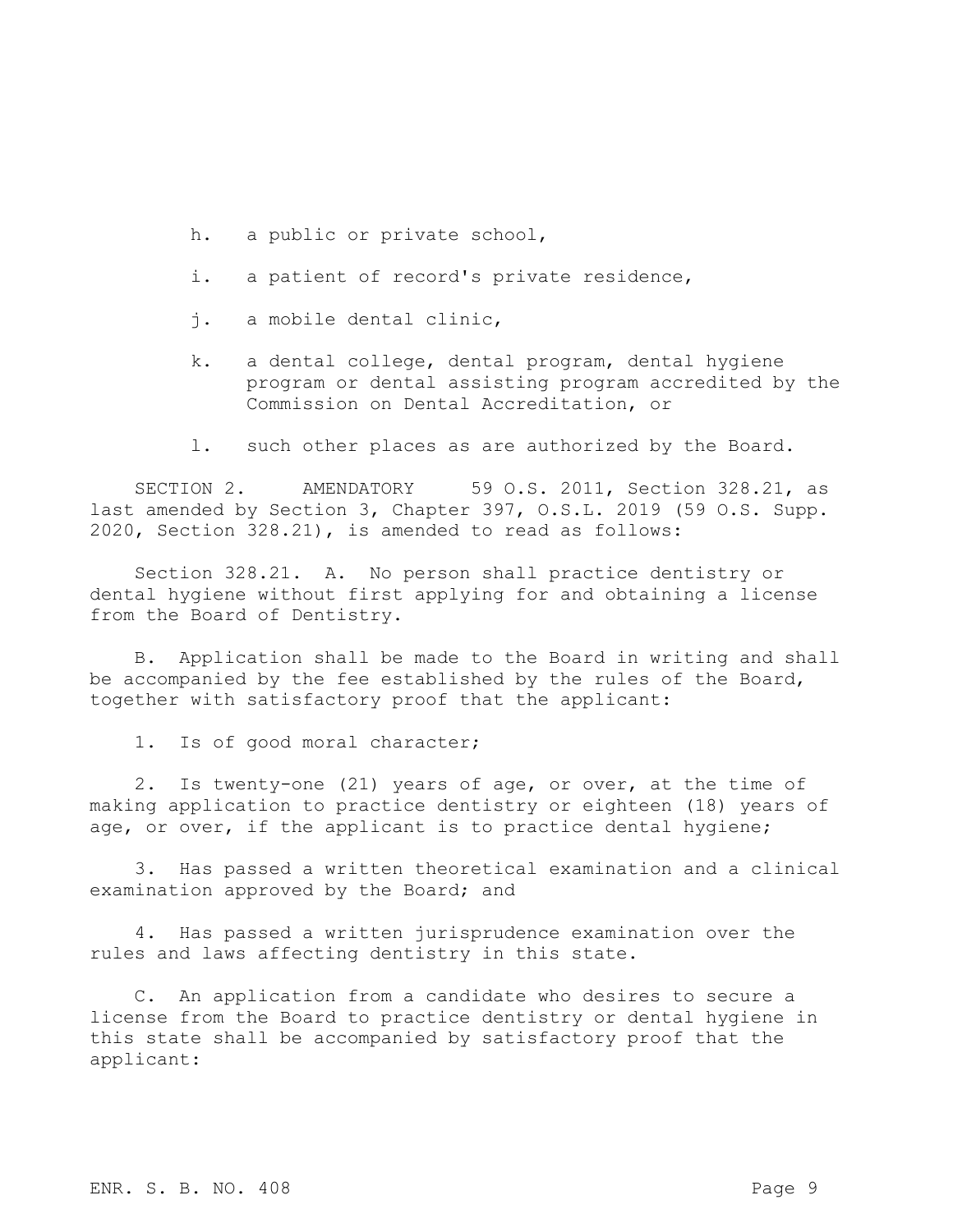h. a public or private school,

i. a patient of record's private residence,

j. a mobile dental clinic,

k. a dental college, dental program, dental hygiene program or dental assisting program accredited by the Commission on Dental Accreditation, or

l. such other places as are authorized by the Board.

SECTION 2. AMENDATORY 59 O.S. 2011, Section 328.21, as last amended by Section 3, Chapter 397, O.S.L. 2019 (59 O.S. Supp. 2020, Section 328.21), is amended to read as follows:

Section 328.21. A. No person shall practice dentistry or dental hygiene without first applying for and obtaining a license from the Board of Dentistry.

B. Application shall be made to the Board in writing and shall be accompanied by the fee established by the rules of the Board, together with satisfactory proof that the applicant:

1. Is of good moral character;

2. Is twenty-one (21) years of age, or over, at the time of making application to practice dentistry or eighteen (18) years of age, or over, if the applicant is to practice dental hygiene;

3. Has passed a written theoretical examination and a clinical examination approved by the Board; and

4. Has passed a written jurisprudence examination over the rules and laws affecting dentistry in this state.

C. An application from a candidate who desires to secure a license from the Board to practice dentistry or dental hygiene in this state shall be accompanied by satisfactory proof that the applicant: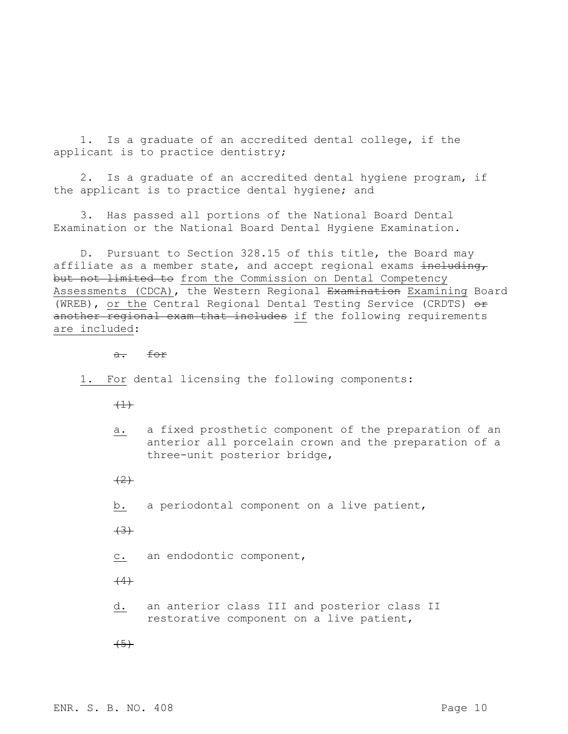1. Is a graduate of an accredited dental college, if the applicant is to practice dentistry;

2. Is a graduate of an accredited dental hygiene program, if the applicant is to practice dental hygiene; and

3. Has passed all portions of the National Board Dental Examination or the National Board Dental Hygiene Examination.

D. Pursuant to Section 328.15 of this title, the Board may affiliate as a member state, and accept regional exams ~~including, but not limited to~~ <u>from the Commission on Dental Competency Assessments (CDCA)</u>, the Western Regional ~~Examination~~ <u>Examining</u> Board (WREB), <u>or the</u> Central Regional Dental Testing Service (CRDTS) ~~or another regional exam that includes~~ <u>if</u> the following requirements <u>are included</u>:

~~a. for~~

<u>1. For</u> dental licensing the following components:

~~(1)~~

<u>a.</u> a fixed prosthetic component of the preparation of an anterior all porcelain crown and the preparation of a three-unit posterior bridge,

~~(2)~~

<u>b.</u> a periodontal component on a live patient,

~~(3)~~

<u>c.</u> an endodontic component,

~~(4)~~

<u>d.</u> an anterior class III and posterior class II restorative component on a live patient,

~~(5)~~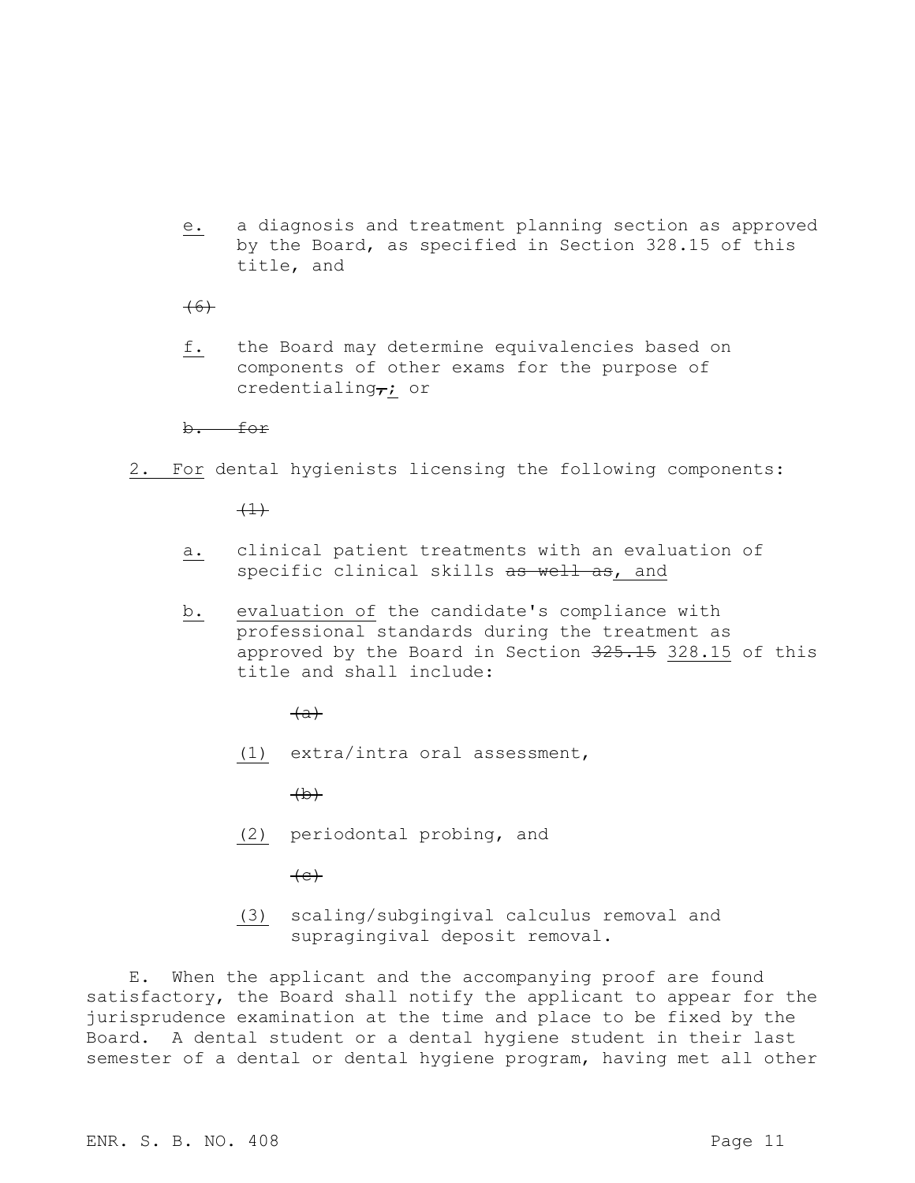e. a diagnosis and treatment planning section as approved by the Board, as specified in Section 328.15 of this title, and

~~(6)~~

f. the Board may determine equivalencies based on components of other exams for the purpose of credentialing~~,~~; or

~~b. for~~

2. For dental hygienists licensing the following components:

~~(1)~~

a. clinical patient treatments with an evaluation of specific clinical skills ~~as well as~~, and

b. evaluation of the candidate's compliance with professional standards during the treatment as approved by the Board in Section ~~325.15~~ 328.15 of this title and shall include:

~~(a)~~

(1) extra/intra oral assessment,

~~(b)~~

(2) periodontal probing, and

~~(c)~~

(3) scaling/subgingival calculus removal and supragingival deposit removal.

E. When the applicant and the accompanying proof are found satisfactory, the Board shall notify the applicant to appear for the jurisprudence examination at the time and place to be fixed by the Board. A dental student or a dental hygiene student in their last semester of a dental or dental hygiene program, having met all other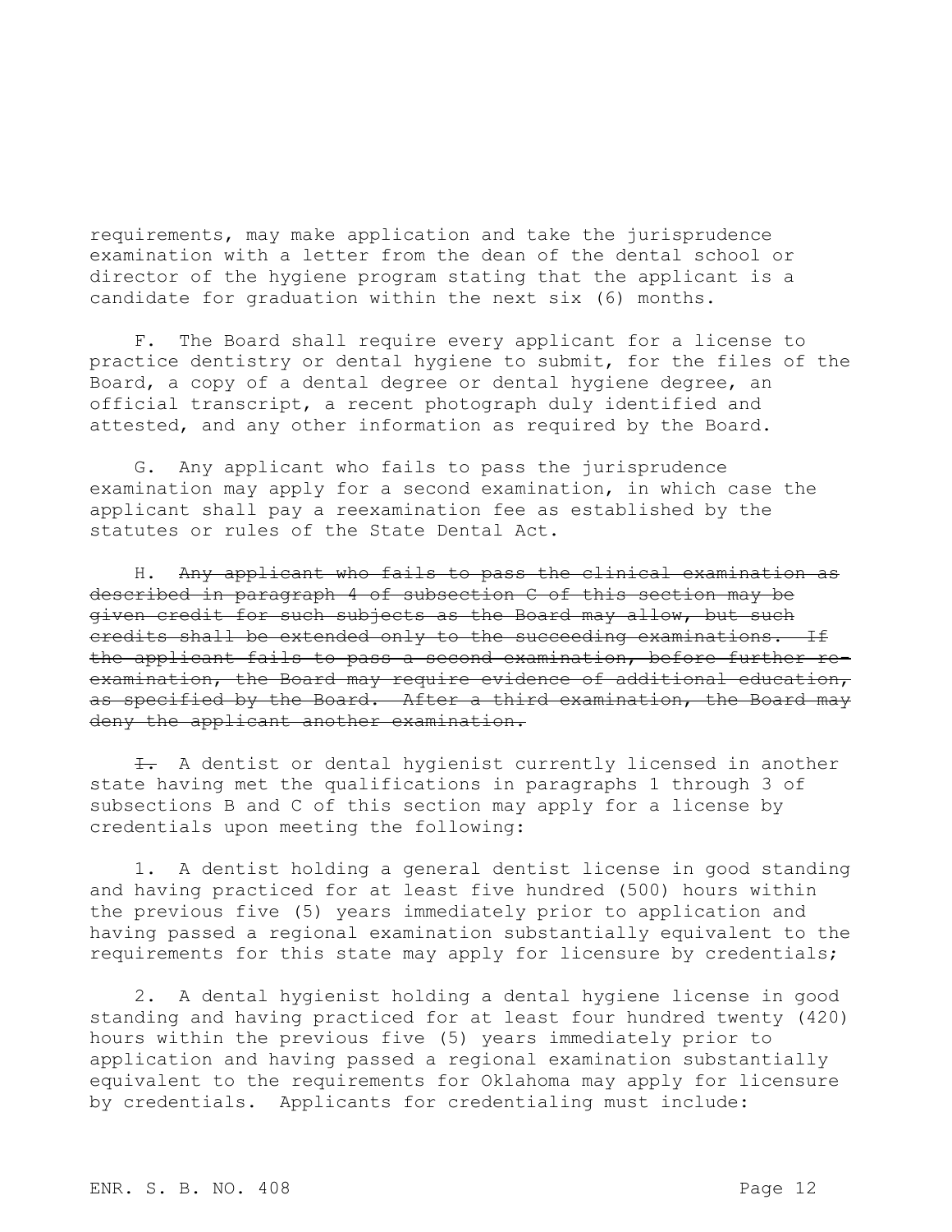requirements, may make application and take the jurisprudence examination with a letter from the dean of the dental school or director of the hygiene program stating that the applicant is a candidate for graduation within the next six (6) months.

F. The Board shall require every applicant for a license to practice dentistry or dental hygiene to submit, for the files of the Board, a copy of a dental degree or dental hygiene degree, an official transcript, a recent photograph duly identified and attested, and any other information as required by the Board.

G. Any applicant who fails to pass the jurisprudence examination may apply for a second examination, in which case the applicant shall pay a reexamination fee as established by the statutes or rules of the State Dental Act.

H. ~~Any applicant who fails to pass the clinical examination as described in paragraph 4 of subsection C of this section may be given credit for such subjects as the Board may allow, but such credits shall be extended only to the succeeding examinations. If the applicant fails to pass a second examination, before further re-examination, the Board may require evidence of additional education, as specified by the Board. After a third examination, the Board may deny the applicant another examination.~~

~~I.~~ A dentist or dental hygienist currently licensed in another state having met the qualifications in paragraphs 1 through 3 of subsections B and C of this section may apply for a license by credentials upon meeting the following:

1. A dentist holding a general dentist license in good standing and having practiced for at least five hundred (500) hours within the previous five (5) years immediately prior to application and having passed a regional examination substantially equivalent to the requirements for this state may apply for licensure by credentials;

2. A dental hygienist holding a dental hygiene license in good standing and having practiced for at least four hundred twenty (420) hours within the previous five (5) years immediately prior to application and having passed a regional examination substantially equivalent to the requirements for Oklahoma may apply for licensure by credentials. Applicants for credentialing must include: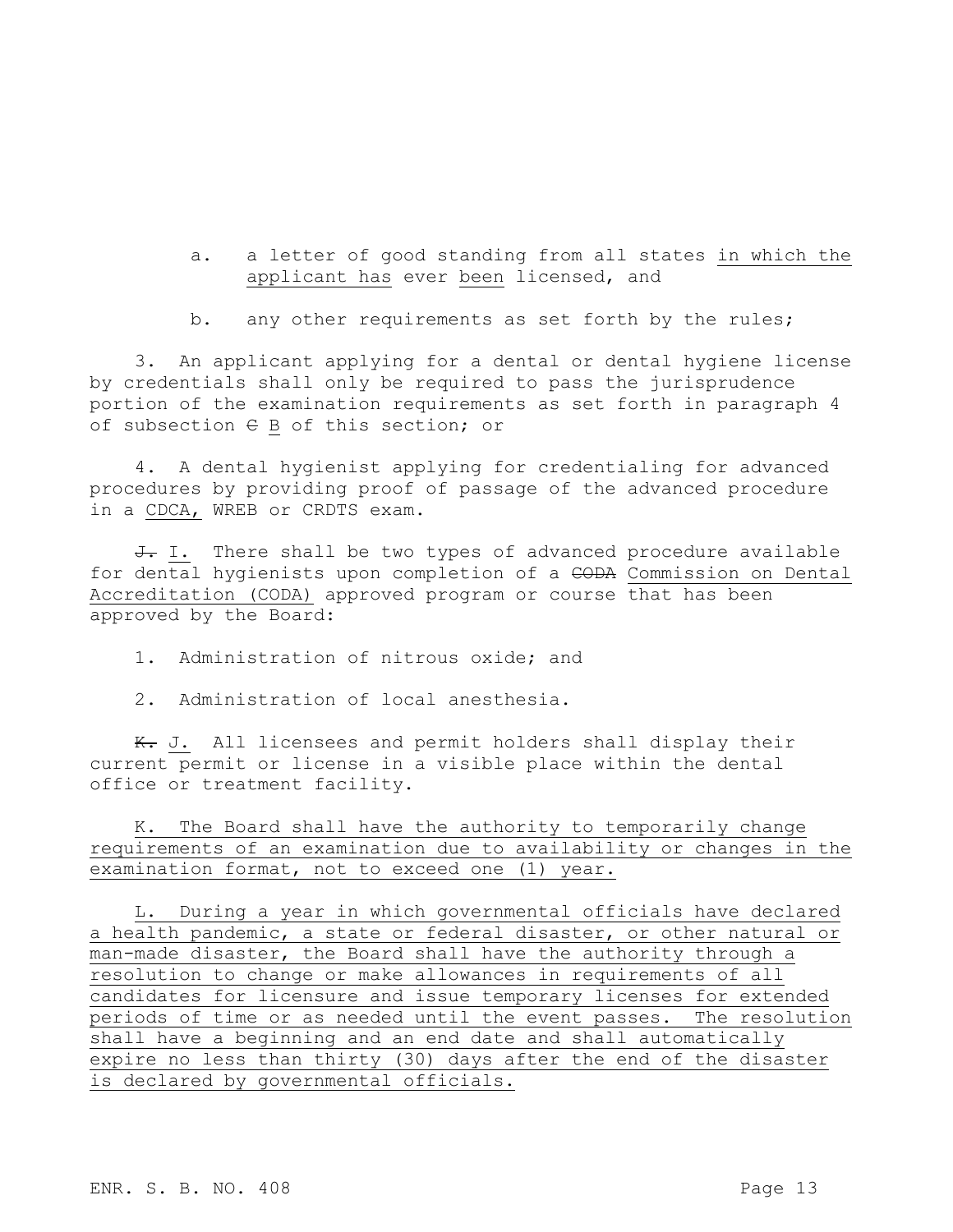a. a letter of good standing from all states in which the applicant has ever been licensed, and

b. any other requirements as set forth by the rules;

3. An applicant applying for a dental or dental hygiene license by credentials shall only be required to pass the jurisprudence portion of the examination requirements as set forth in paragraph 4 of subsection ~~C~~ B of this section; or

4. A dental hygienist applying for credentialing for advanced procedures by providing proof of passage of the advanced procedure in a CDCA, WREB or CRDTS exam.

~~J.~~ I. There shall be two types of advanced procedure available for dental hygienists upon completion of a ~~CODA~~ Commission on Dental Accreditation (CODA) approved program or course that has been approved by the Board:

1. Administration of nitrous oxide; and

2. Administration of local anesthesia.

~~K.~~ J. All licensees and permit holders shall display their current permit or license in a visible place within the dental office or treatment facility.

K. The Board shall have the authority to temporarily change requirements of an examination due to availability or changes in the examination format, not to exceed one (1) year.

L. During a year in which governmental officials have declared a health pandemic, a state or federal disaster, or other natural or man-made disaster, the Board shall have the authority through a resolution to change or make allowances in requirements of all candidates for licensure and issue temporary licenses for extended periods of time or as needed until the event passes. The resolution shall have a beginning and an end date and shall automatically expire no less than thirty (30) days after the end of the disaster is declared by governmental officials.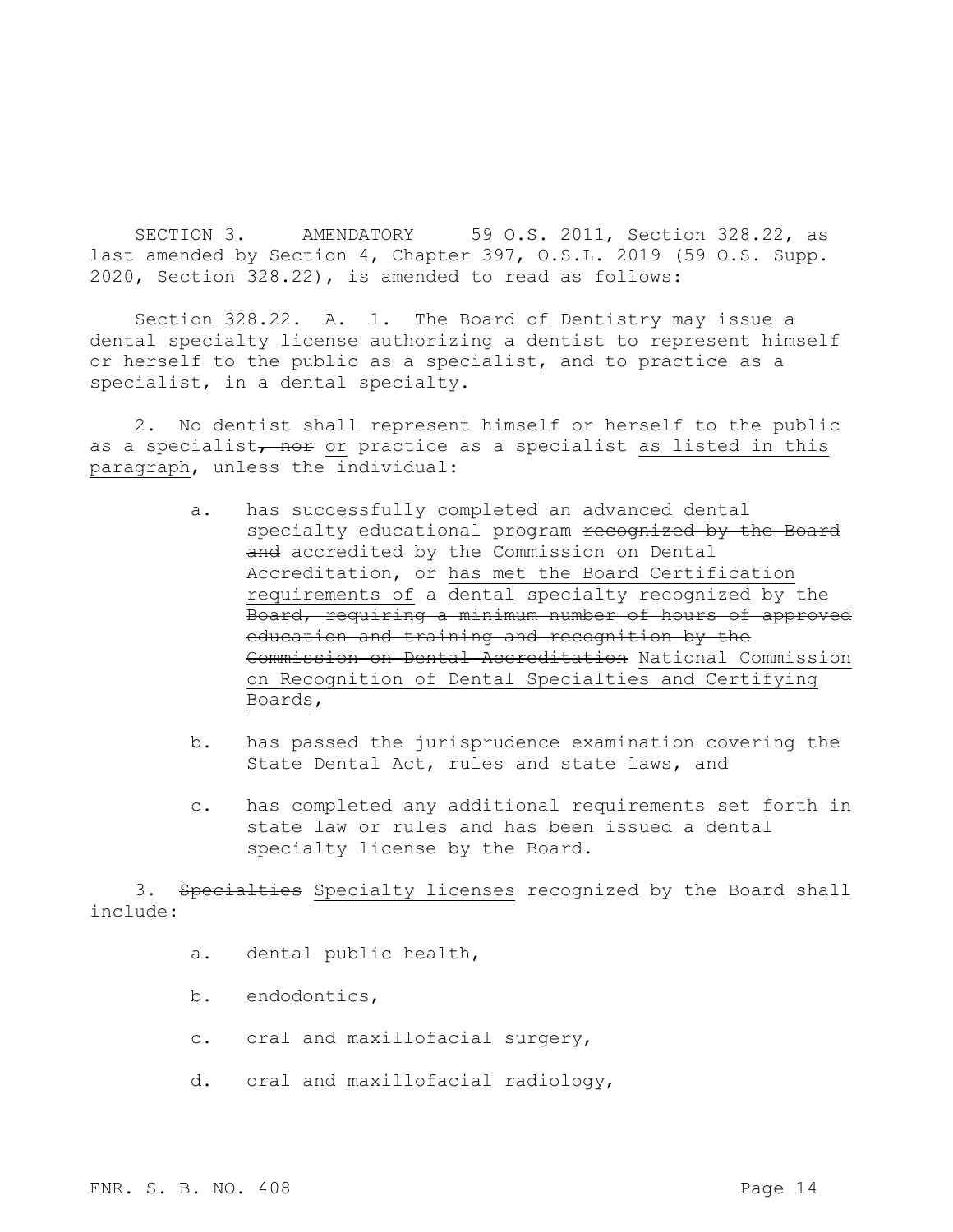SECTION 3. AMENDATORY 59 O.S. 2011, Section 328.22, as last amended by Section 4, Chapter 397, O.S.L. 2019 (59 O.S. Supp. 2020, Section 328.22), is amended to read as follows:

Section 328.22. A. 1. The Board of Dentistry may issue a dental specialty license authorizing a dentist to represent himself or herself to the public as a specialist, and to practice as a specialist, in a dental specialty.

2. No dentist shall represent himself or herself to the public as a specialist~~, nor~~ <u>or</u> practice as a specialist <u>as listed in this paragraph</u>, unless the individual:

- a. has successfully completed an advanced dental specialty educational program ~~recognized by the Board and~~ accredited by the Commission on Dental Accreditation, or <u>has met the Board Certification requirements of</u> a dental specialty recognized by the ~~Board, requiring a minimum number of hours of approved education and training and recognition by the Commission on Dental Accreditation~~ <u>National Commission on Recognition of Dental Specialties and Certifying Boards</u>,
- b. has passed the jurisprudence examination covering the State Dental Act, rules and state laws, and
- c. has completed any additional requirements set forth in state law or rules and has been issued a dental specialty license by the Board.

3. ~~Specialties~~ <u>Specialty licenses</u> recognized by the Board shall include:

- a. dental public health,
- b. endodontics,
- c. oral and maxillofacial surgery,
- d. oral and maxillofacial radiology,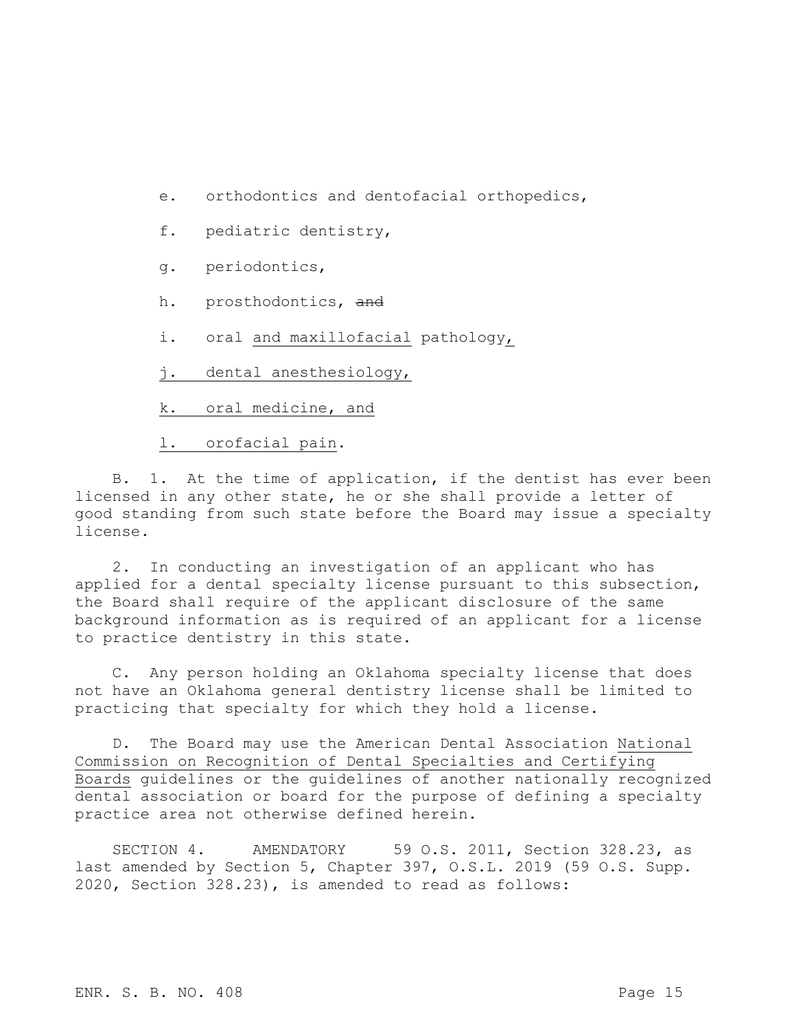e. orthodontics and dentofacial orthopedics,

f. pediatric dentistry,

g. periodontics,

h. prosthodontics, ~~and~~

i. oral <u>and maxillofacial</u> pathology<u>,</u>

<u>j. dental anesthesiology,</u>

<u>k. oral medicine, and</u>

<u>l. orofacial pain</u>.

B. 1. At the time of application, if the dentist has ever been licensed in any other state, he or she shall provide a letter of good standing from such state before the Board may issue a specialty license.

2. In conducting an investigation of an applicant who has applied for a dental specialty license pursuant to this subsection, the Board shall require of the applicant disclosure of the same background information as is required of an applicant for a license to practice dentistry in this state.

C. Any person holding an Oklahoma specialty license that does not have an Oklahoma general dentistry license shall be limited to practicing that specialty for which they hold a license.

D. The Board may use the American Dental Association <u>National Commission on Recognition of Dental Specialties and Certifying Boards</u> guidelines or the guidelines of another nationally recognized dental association or board for the purpose of defining a specialty practice area not otherwise defined herein.

SECTION 4. AMENDATORY 59 O.S. 2011, Section 328.23, as last amended by Section 5, Chapter 397, O.S.L. 2019 (59 O.S. Supp. 2020, Section 328.23), is amended to read as follows: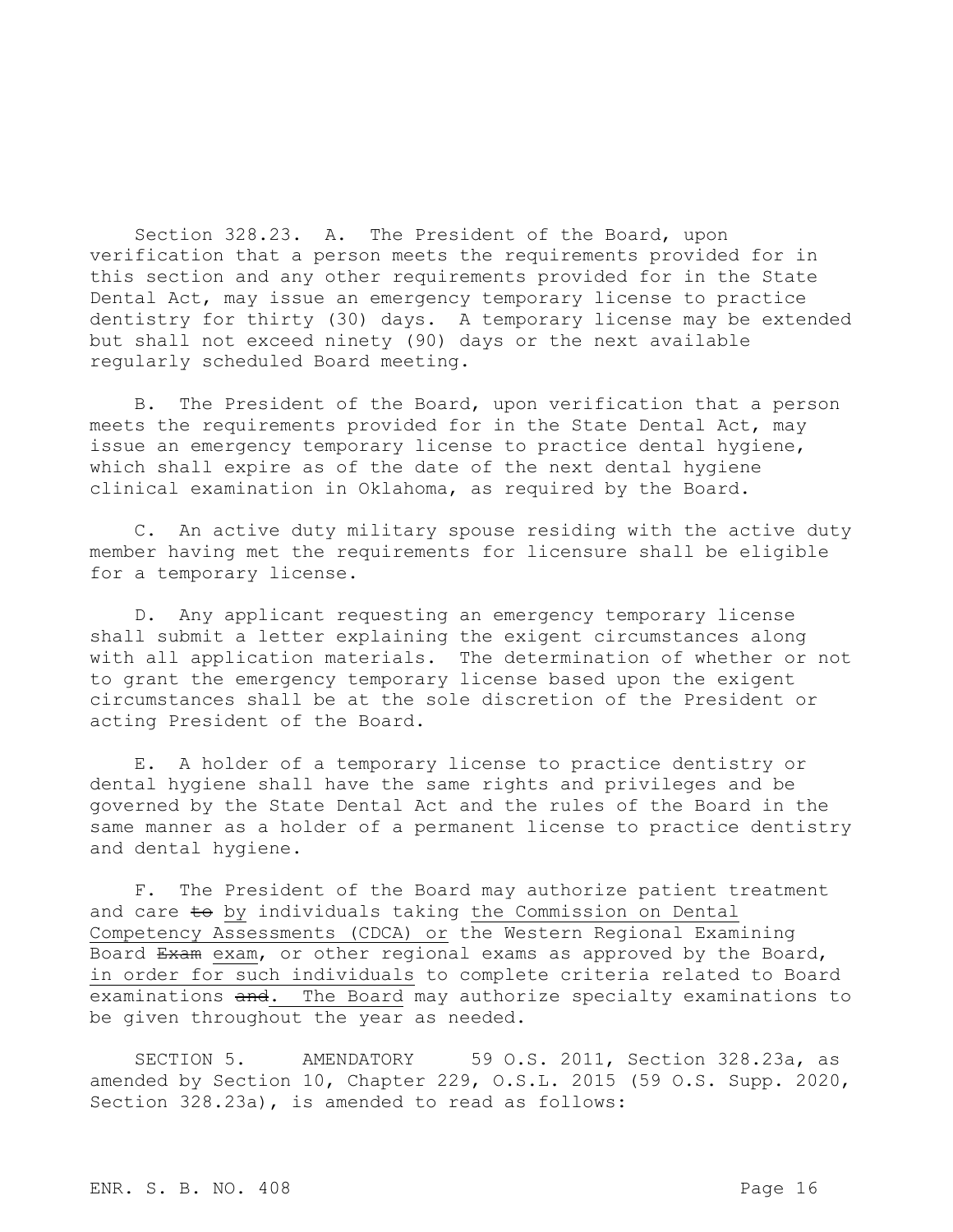Section 328.23. A. The President of the Board, upon verification that a person meets the requirements provided for in this section and any other requirements provided for in the State Dental Act, may issue an emergency temporary license to practice dentistry for thirty (30) days. A temporary license may be extended but shall not exceed ninety (90) days or the next available regularly scheduled Board meeting.

B. The President of the Board, upon verification that a person meets the requirements provided for in the State Dental Act, may issue an emergency temporary license to practice dental hygiene, which shall expire as of the date of the next dental hygiene clinical examination in Oklahoma, as required by the Board.

C. An active duty military spouse residing with the active duty member having met the requirements for licensure shall be eligible for a temporary license.

D. Any applicant requesting an emergency temporary license shall submit a letter explaining the exigent circumstances along with all application materials. The determination of whether or not to grant the emergency temporary license based upon the exigent circumstances shall be at the sole discretion of the President or acting President of the Board.

E. A holder of a temporary license to practice dentistry or dental hygiene shall have the same rights and privileges and be governed by the State Dental Act and the rules of the Board in the same manner as a holder of a permanent license to practice dentistry and dental hygiene.

F. The President of the Board may authorize patient treatment and care ~~to~~ by individuals taking the Commission on Dental Competency Assessments (CDCA) or the Western Regional Examining Board ~~Exam~~ exam, or other regional exams as approved by the Board, in order for such individuals to complete criteria related to Board examinations ~~and~~. The Board may authorize specialty examinations to be given throughout the year as needed.

SECTION 5. AMENDATORY 59 O.S. 2011, Section 328.23a, as amended by Section 10, Chapter 229, O.S.L. 2015 (59 O.S. Supp. 2020, Section 328.23a), is amended to read as follows: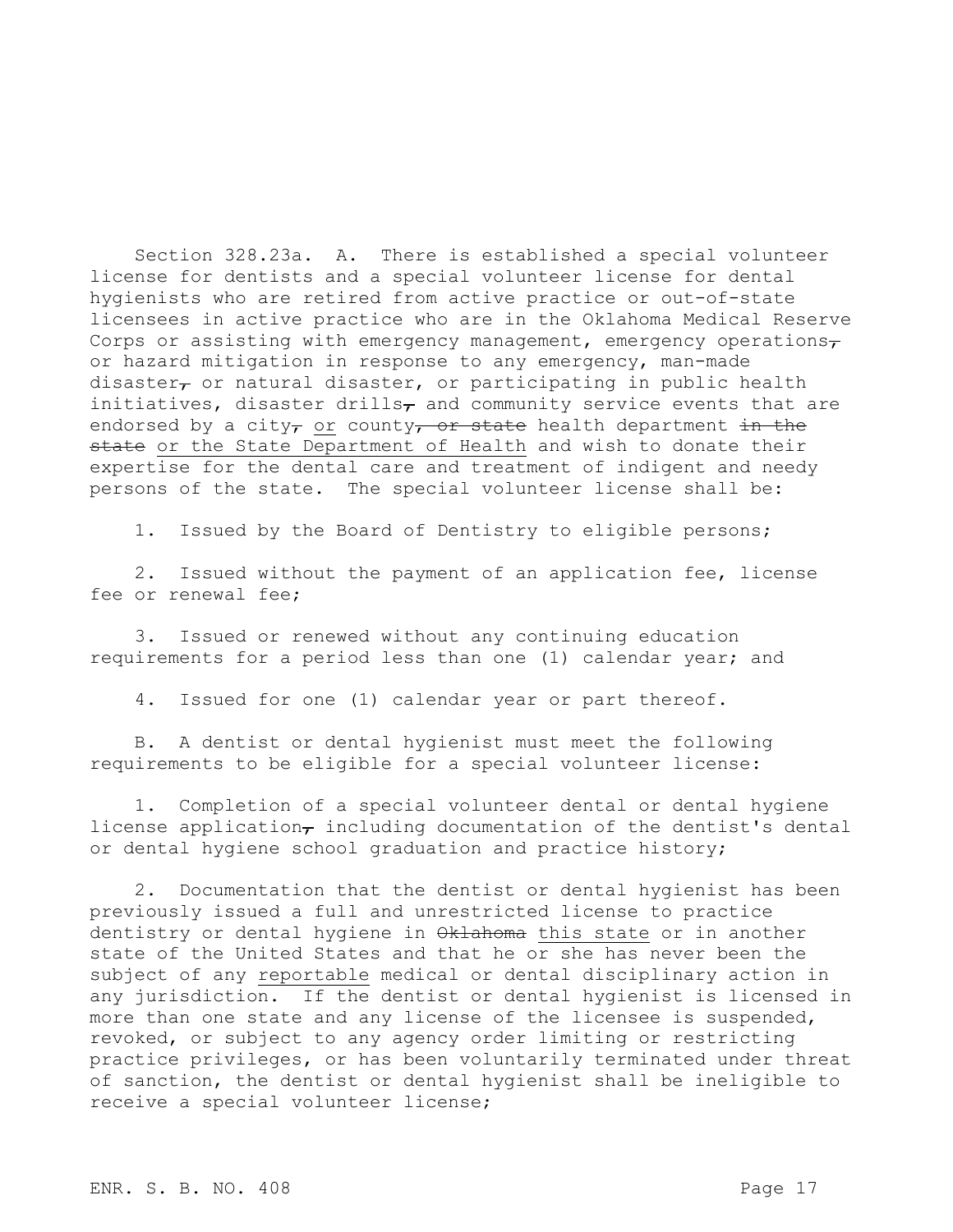Section 328.23a. A. There is established a special volunteer license for dentists and a special volunteer license for dental hygienists who are retired from active practice or out-of-state licensees in active practice who are in the Oklahoma Medical Reserve Corps or assisting with emergency management, emergency operations~~,~~ or hazard mitigation in response to any emergency, man-made disaster~~,~~ or natural disaster, or participating in public health initiatives, disaster drills~~,~~ and community service events that are endorsed by a city~~,~~ <u>or</u> county~~, or state~~ health department ~~in the state~~ <u>or the State Department of Health</u> and wish to donate their expertise for the dental care and treatment of indigent and needy persons of the state. The special volunteer license shall be:

1. Issued by the Board of Dentistry to eligible persons;

2. Issued without the payment of an application fee, license fee or renewal fee;

3. Issued or renewed without any continuing education requirements for a period less than one (1) calendar year; and

4. Issued for one (1) calendar year or part thereof.

B. A dentist or dental hygienist must meet the following requirements to be eligible for a special volunteer license:

1. Completion of a special volunteer dental or dental hygiene license application~~,~~ including documentation of the dentist's dental or dental hygiene school graduation and practice history;

2. Documentation that the dentist or dental hygienist has been previously issued a full and unrestricted license to practice dentistry or dental hygiene in ~~Oklahoma~~ <u>this state</u> or in another state of the United States and that he or she has never been the subject of any <u>reportable</u> medical or dental disciplinary action in any jurisdiction. If the dentist or dental hygienist is licensed in more than one state and any license of the licensee is suspended, revoked, or subject to any agency order limiting or restricting practice privileges, or has been voluntarily terminated under threat of sanction, the dentist or dental hygienist shall be ineligible to receive a special volunteer license;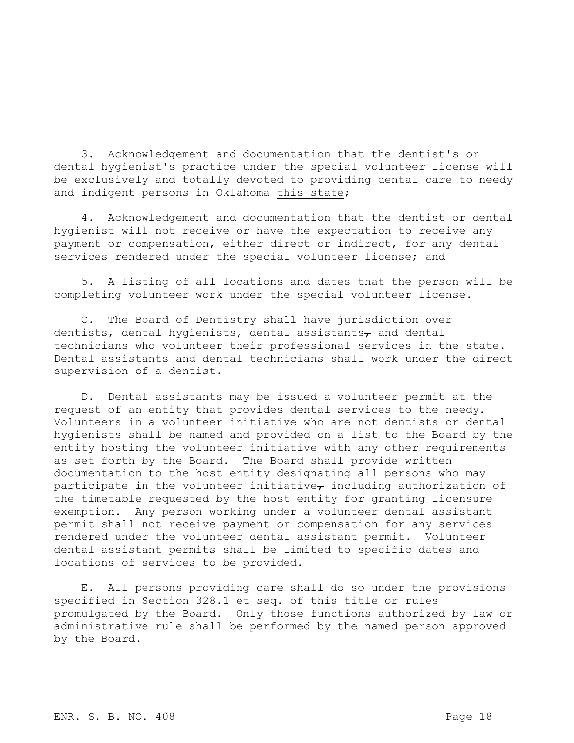3. Acknowledgement and documentation that the dentist's or dental hygienist's practice under the special volunteer license will be exclusively and totally devoted to providing dental care to needy and indigent persons in ~~Oklahoma~~ this state;

4. Acknowledgement and documentation that the dentist or dental hygienist will not receive or have the expectation to receive any payment or compensation, either direct or indirect, for any dental services rendered under the special volunteer license; and

5. A listing of all locations and dates that the person will be completing volunteer work under the special volunteer license.

C. The Board of Dentistry shall have jurisdiction over dentists, dental hygienists, dental assistants~~,~~ and dental technicians who volunteer their professional services in the state. Dental assistants and dental technicians shall work under the direct supervision of a dentist.

D. Dental assistants may be issued a volunteer permit at the request of an entity that provides dental services to the needy. Volunteers in a volunteer initiative who are not dentists or dental hygienists shall be named and provided on a list to the Board by the entity hosting the volunteer initiative with any other requirements as set forth by the Board. The Board shall provide written documentation to the host entity designating all persons who may participate in the volunteer initiative~~,~~ including authorization of the timetable requested by the host entity for granting licensure exemption. Any person working under a volunteer dental assistant permit shall not receive payment or compensation for any services rendered under the volunteer dental assistant permit. Volunteer dental assistant permits shall be limited to specific dates and locations of services to be provided.

E. All persons providing care shall do so under the provisions specified in Section 328.1 et seq. of this title or rules promulgated by the Board. Only those functions authorized by law or administrative rule shall be performed by the named person approved by the Board.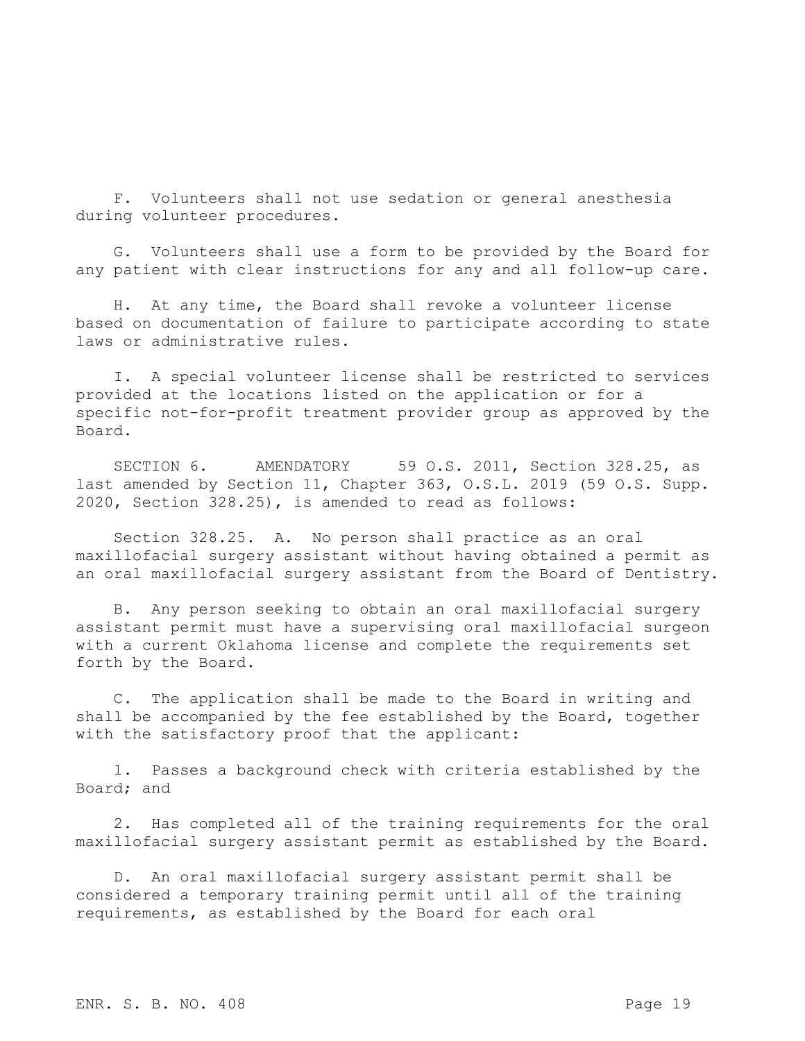F. Volunteers shall not use sedation or general anesthesia during volunteer procedures.

G. Volunteers shall use a form to be provided by the Board for any patient with clear instructions for any and all follow-up care.

H. At any time, the Board shall revoke a volunteer license based on documentation of failure to participate according to state laws or administrative rules.

I. A special volunteer license shall be restricted to services provided at the locations listed on the application or for a specific not-for-profit treatment provider group as approved by the Board.

SECTION 6. AMENDATORY 59 O.S. 2011, Section 328.25, as last amended by Section 11, Chapter 363, O.S.L. 2019 (59 O.S. Supp. 2020, Section 328.25), is amended to read as follows:

Section 328.25. A. No person shall practice as an oral maxillofacial surgery assistant without having obtained a permit as an oral maxillofacial surgery assistant from the Board of Dentistry.

B. Any person seeking to obtain an oral maxillofacial surgery assistant permit must have a supervising oral maxillofacial surgeon with a current Oklahoma license and complete the requirements set forth by the Board.

C. The application shall be made to the Board in writing and shall be accompanied by the fee established by the Board, together with the satisfactory proof that the applicant:

1. Passes a background check with criteria established by the Board; and

2. Has completed all of the training requirements for the oral maxillofacial surgery assistant permit as established by the Board.

D. An oral maxillofacial surgery assistant permit shall be considered a temporary training permit until all of the training requirements, as established by the Board for each oral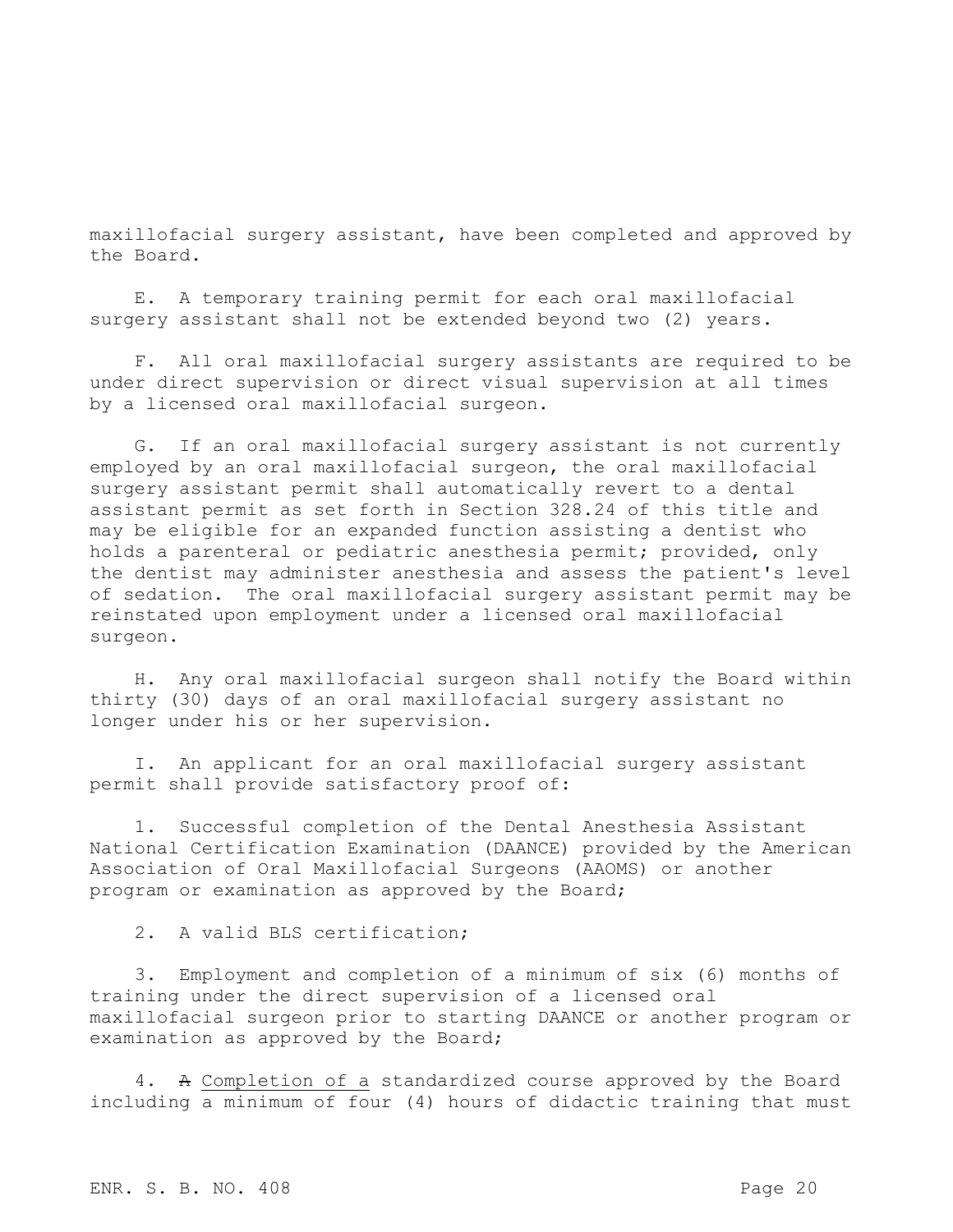maxillofacial surgery assistant, have been completed and approved by the Board.

E. A temporary training permit for each oral maxillofacial surgery assistant shall not be extended beyond two (2) years.

F. All oral maxillofacial surgery assistants are required to be under direct supervision or direct visual supervision at all times by a licensed oral maxillofacial surgeon.

G. If an oral maxillofacial surgery assistant is not currently employed by an oral maxillofacial surgeon, the oral maxillofacial surgery assistant permit shall automatically revert to a dental assistant permit as set forth in Section 328.24 of this title and may be eligible for an expanded function assisting a dentist who holds a parenteral or pediatric anesthesia permit; provided, only the dentist may administer anesthesia and assess the patient's level of sedation. The oral maxillofacial surgery assistant permit may be reinstated upon employment under a licensed oral maxillofacial surgeon.

H. Any oral maxillofacial surgeon shall notify the Board within thirty (30) days of an oral maxillofacial surgery assistant no longer under his or her supervision.

I. An applicant for an oral maxillofacial surgery assistant permit shall provide satisfactory proof of:

1. Successful completion of the Dental Anesthesia Assistant National Certification Examination (DAANCE) provided by the American Association of Oral Maxillofacial Surgeons (AAOMS) or another program or examination as approved by the Board;

2. A valid BLS certification;

3. Employment and completion of a minimum of six (6) months of training under the direct supervision of a licensed oral maxillofacial surgeon prior to starting DAANCE or another program or examination as approved by the Board;

4. ~~A~~ Completion of a standardized course approved by the Board including a minimum of four (4) hours of didactic training that must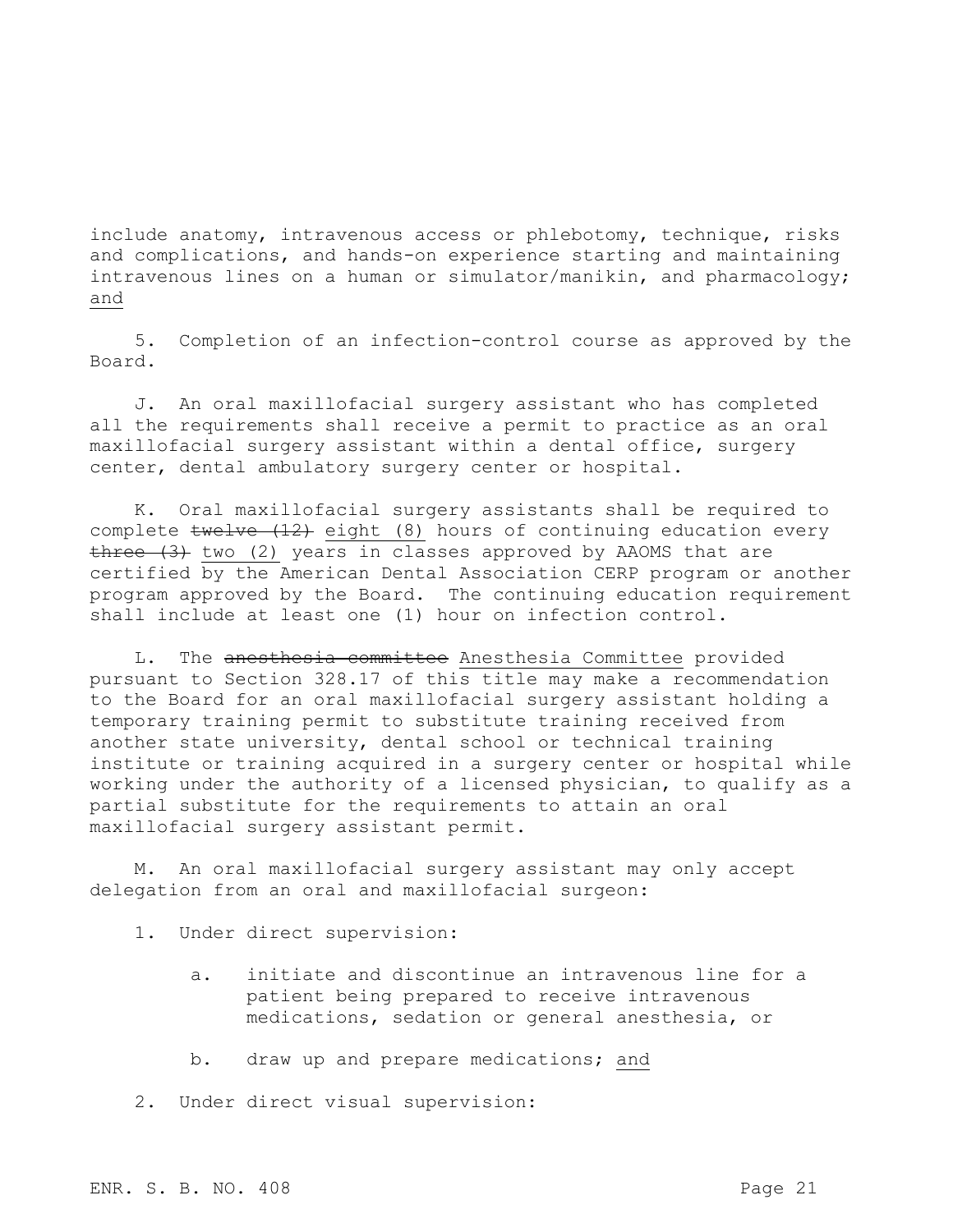include anatomy, intravenous access or phlebotomy, technique, risks and complications, and hands-on experience starting and maintaining intravenous lines on a human or simulator/manikin, and pharmacology; <u>and</u>

5. Completion of an infection-control course as approved by the Board.

J. An oral maxillofacial surgery assistant who has completed all the requirements shall receive a permit to practice as an oral maxillofacial surgery assistant within a dental office, surgery center, dental ambulatory surgery center or hospital.

K. Oral maxillofacial surgery assistants shall be required to complete ~~twelve (12)~~ <u>eight (8)</u> hours of continuing education every ~~three (3)~~ <u>two (2)</u> years in classes approved by AAOMS that are certified by the American Dental Association CERP program or another program approved by the Board. The continuing education requirement shall include at least one (1) hour on infection control.

L. The ~~anesthesia committee~~ <u>Anesthesia Committee</u> provided pursuant to Section 328.17 of this title may make a recommendation to the Board for an oral maxillofacial surgery assistant holding a temporary training permit to substitute training received from another state university, dental school or technical training institute or training acquired in a surgery center or hospital while working under the authority of a licensed physician, to qualify as a partial substitute for the requirements to attain an oral maxillofacial surgery assistant permit.

M. An oral maxillofacial surgery assistant may only accept delegation from an oral and maxillofacial surgeon:

1. Under direct supervision:

   a. initiate and discontinue an intravenous line for a patient being prepared to receive intravenous medications, sedation or general anesthesia, or

   b. draw up and prepare medications; <u>and</u>

2. Under direct visual supervision: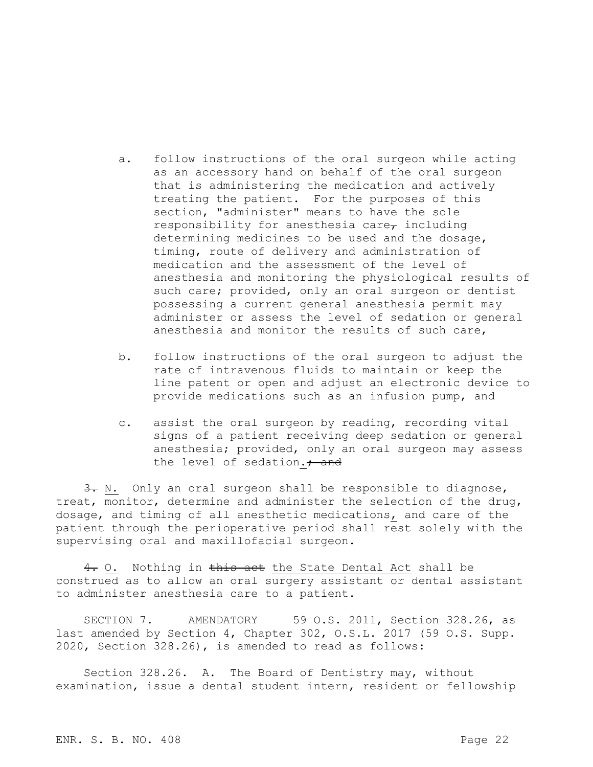a. follow instructions of the oral surgeon while acting as an accessory hand on behalf of the oral surgeon that is administering the medication and actively treating the patient. For the purposes of this section, "administer" means to have the sole responsibility for anesthesia care~~,~~ including determining medicines to be used and the dosage, timing, route of delivery and administration of medication and the assessment of the level of anesthesia and monitoring the physiological results of such care; provided, only an oral surgeon or dentist possessing a current general anesthesia permit may administer or assess the level of sedation or general anesthesia and monitor the results of such care,

b. follow instructions of the oral surgeon to adjust the rate of intravenous fluids to maintain or keep the line patent or open and adjust an electronic device to provide medications such as an infusion pump, and

c. assist the oral surgeon by reading, recording vital signs of a patient receiving deep sedation or general anesthesia; provided, only an oral surgeon may assess the level of sedation.~~; and~~

~~3.~~ N. Only an oral surgeon shall be responsible to diagnose, treat, monitor, determine and administer the selection of the drug, dosage, and timing of all anesthetic medications, and care of the patient through the perioperative period shall rest solely with the supervising oral and maxillofacial surgeon.

~~4.~~ O. Nothing in ~~this act~~ the State Dental Act shall be construed as to allow an oral surgery assistant or dental assistant to administer anesthesia care to a patient.

SECTION 7. AMENDATORY 59 O.S. 2011, Section 328.26, as last amended by Section 4, Chapter 302, O.S.L. 2017 (59 O.S. Supp. 2020, Section 328.26), is amended to read as follows:

Section 328.26. A. The Board of Dentistry may, without examination, issue a dental student intern, resident or fellowship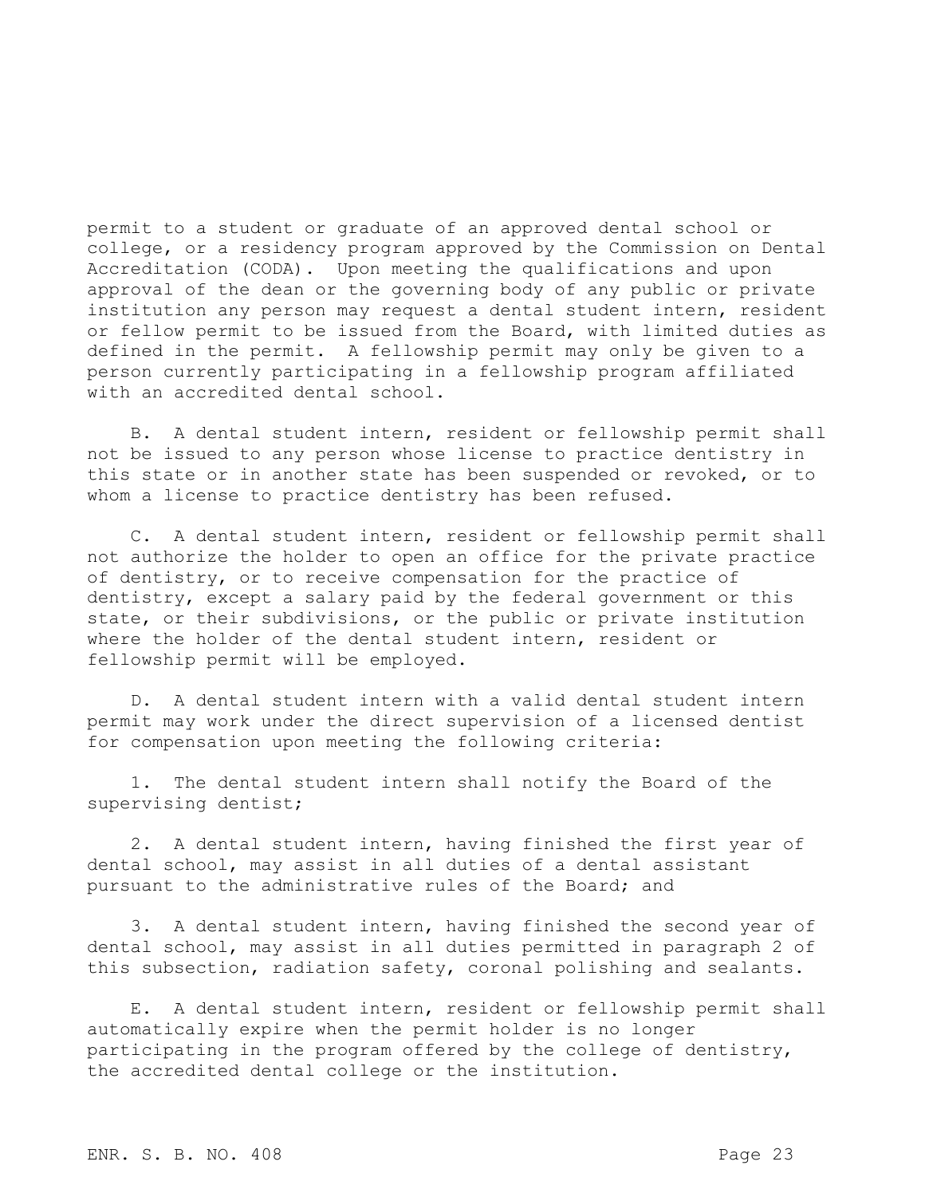permit to a student or graduate of an approved dental school or college, or a residency program approved by the Commission on Dental Accreditation (CODA). Upon meeting the qualifications and upon approval of the dean or the governing body of any public or private institution any person may request a dental student intern, resident or fellow permit to be issued from the Board, with limited duties as defined in the permit. A fellowship permit may only be given to a person currently participating in a fellowship program affiliated with an accredited dental school.

B. A dental student intern, resident or fellowship permit shall not be issued to any person whose license to practice dentistry in this state or in another state has been suspended or revoked, or to whom a license to practice dentistry has been refused.

C. A dental student intern, resident or fellowship permit shall not authorize the holder to open an office for the private practice of dentistry, or to receive compensation for the practice of dentistry, except a salary paid by the federal government or this state, or their subdivisions, or the public or private institution where the holder of the dental student intern, resident or fellowship permit will be employed.

D. A dental student intern with a valid dental student intern permit may work under the direct supervision of a licensed dentist for compensation upon meeting the following criteria:

1. The dental student intern shall notify the Board of the supervising dentist;

2. A dental student intern, having finished the first year of dental school, may assist in all duties of a dental assistant pursuant to the administrative rules of the Board; and

3. A dental student intern, having finished the second year of dental school, may assist in all duties permitted in paragraph 2 of this subsection, radiation safety, coronal polishing and sealants.

E. A dental student intern, resident or fellowship permit shall automatically expire when the permit holder is no longer participating in the program offered by the college of dentistry, the accredited dental college or the institution.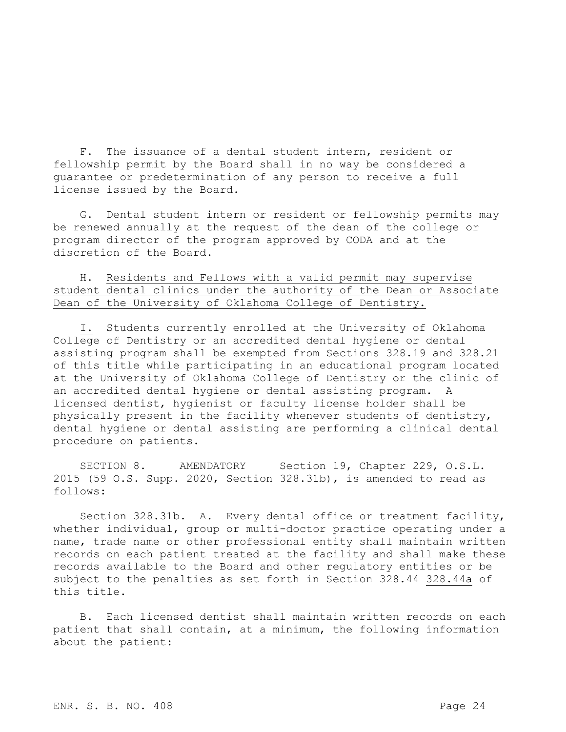F. The issuance of a dental student intern, resident or fellowship permit by the Board shall in no way be considered a guarantee or predetermination of any person to receive a full license issued by the Board.

G. Dental student intern or resident or fellowship permits may be renewed annually at the request of the dean of the college or program director of the program approved by CODA and at the discretion of the Board.

H. <u>Residents and Fellows with a valid permit may supervise student dental clinics under the authority of the Dean or Associate Dean of the University of Oklahoma College of Dentistry.</u>

<u>I.</u> Students currently enrolled at the University of Oklahoma College of Dentistry or an accredited dental hygiene or dental assisting program shall be exempted from Sections 328.19 and 328.21 of this title while participating in an educational program located at the University of Oklahoma College of Dentistry or the clinic of an accredited dental hygiene or dental assisting program. A licensed dentist, hygienist or faculty license holder shall be physically present in the facility whenever students of dentistry, dental hygiene or dental assisting are performing a clinical dental procedure on patients.

SECTION 8. AMENDATORY Section 19, Chapter 229, O.S.L. 2015 (59 O.S. Supp. 2020, Section 328.31b), is amended to read as follows:

Section 328.31b. A. Every dental office or treatment facility, whether individual, group or multi-doctor practice operating under a name, trade name or other professional entity shall maintain written records on each patient treated at the facility and shall make these records available to the Board and other regulatory entities or be subject to the penalties as set forth in Section ~~328.44~~ <u>328.44a</u> of this title.

B. Each licensed dentist shall maintain written records on each patient that shall contain, at a minimum, the following information about the patient: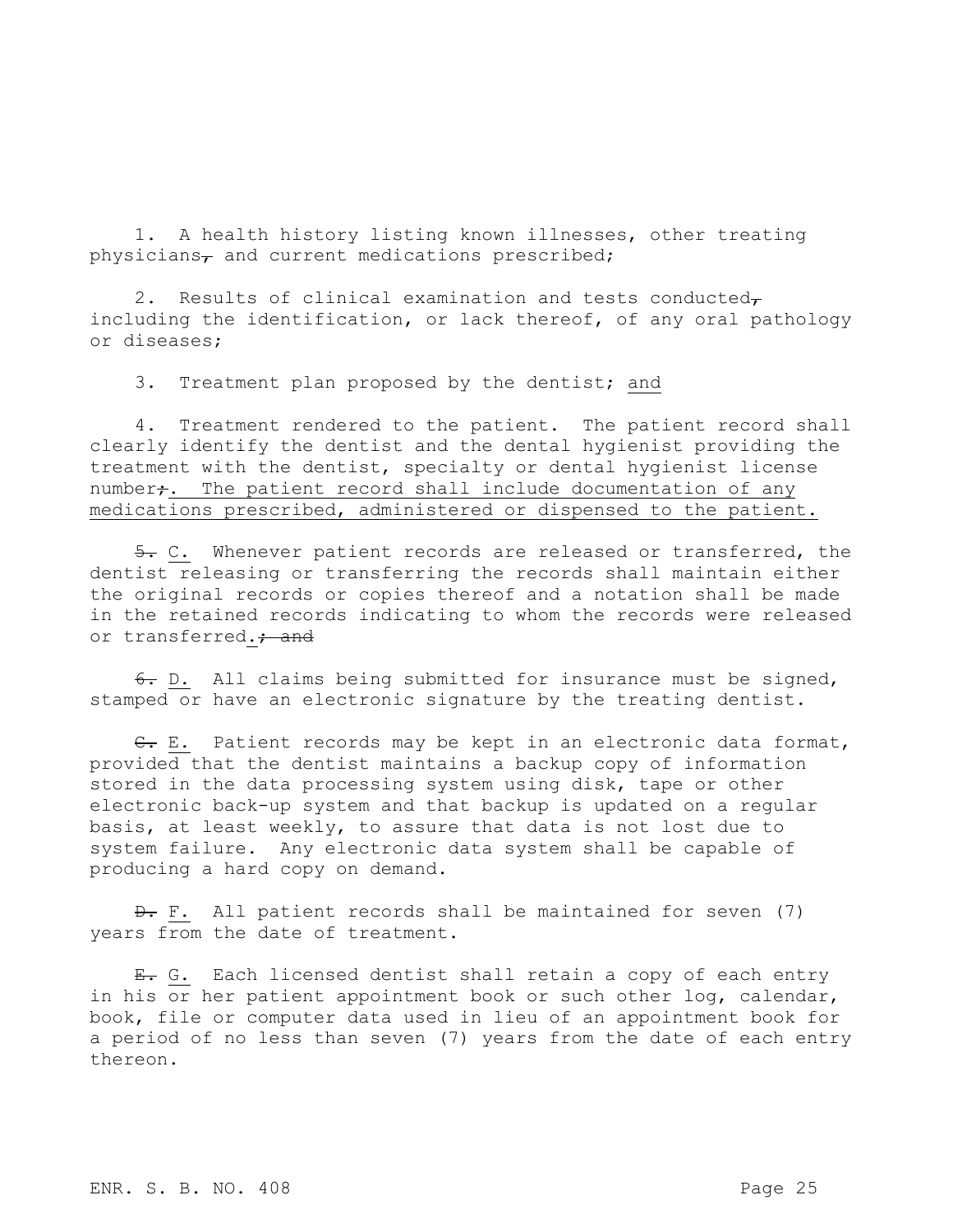1. A health history listing known illnesses, other treating physicians, and current medications prescribed;

2. Results of clinical examination and tests conducted, including the identification, or lack thereof, of any oral pathology or diseases;

3. Treatment plan proposed by the dentist; and

4. Treatment rendered to the patient. The patient record shall clearly identify the dentist and the dental hygienist providing the treatment with the dentist, specialty or dental hygienist license number;. The patient record shall include documentation of any medications prescribed, administered or dispensed to the patient.

5. C. Whenever patient records are released or transferred, the dentist releasing or transferring the records shall maintain either the original records or copies thereof and a notation shall be made in the retained records indicating to whom the records were released or transferred.; and

6. D. All claims being submitted for insurance must be signed, stamped or have an electronic signature by the treating dentist.

C. E. Patient records may be kept in an electronic data format, provided that the dentist maintains a backup copy of information stored in the data processing system using disk, tape or other electronic back-up system and that backup is updated on a regular basis, at least weekly, to assure that data is not lost due to system failure. Any electronic data system shall be capable of producing a hard copy on demand.

D. F. All patient records shall be maintained for seven (7) years from the date of treatment.

E. G. Each licensed dentist shall retain a copy of each entry in his or her patient appointment book or such other log, calendar, book, file or computer data used in lieu of an appointment book for a period of no less than seven (7) years from the date of each entry thereon.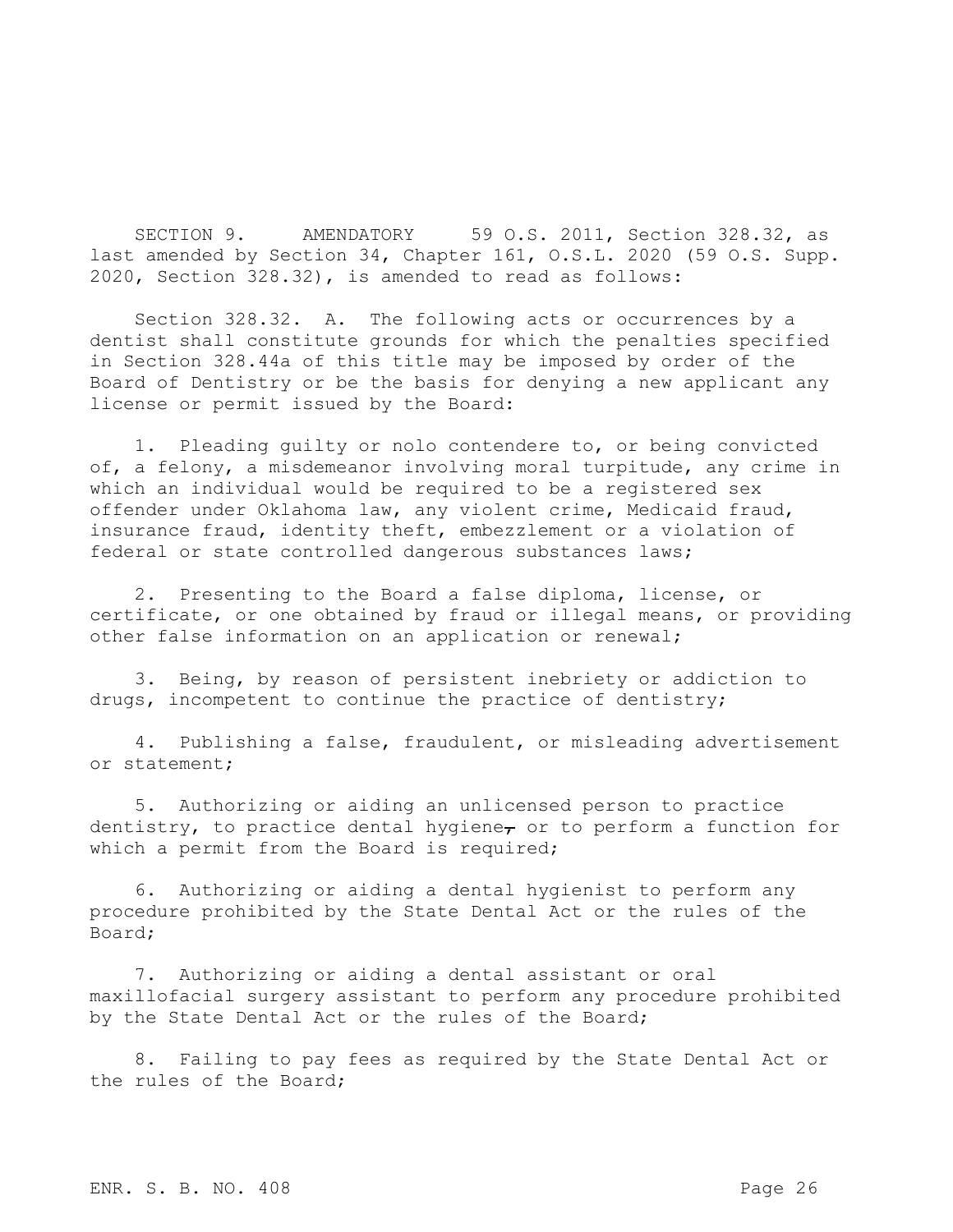SECTION 9. AMENDATORY 59 O.S. 2011, Section 328.32, as last amended by Section 34, Chapter 161, O.S.L. 2020 (59 O.S. Supp. 2020, Section 328.32), is amended to read as follows:

Section 328.32. A. The following acts or occurrences by a dentist shall constitute grounds for which the penalties specified in Section 328.44a of this title may be imposed by order of the Board of Dentistry or be the basis for denying a new applicant any license or permit issued by the Board:

1. Pleading guilty or nolo contendere to, or being convicted of, a felony, a misdemeanor involving moral turpitude, any crime in which an individual would be required to be a registered sex offender under Oklahoma law, any violent crime, Medicaid fraud, insurance fraud, identity theft, embezzlement or a violation of federal or state controlled dangerous substances laws;

2. Presenting to the Board a false diploma, license, or certificate, or one obtained by fraud or illegal means, or providing other false information on an application or renewal;

3. Being, by reason of persistent inebriety or addiction to drugs, incompetent to continue the practice of dentistry;

4. Publishing a false, fraudulent, or misleading advertisement or statement;

5. Authorizing or aiding an unlicensed person to practice dentistry, to practice dental hygiene, or to perform a function for which a permit from the Board is required;

6. Authorizing or aiding a dental hygienist to perform any procedure prohibited by the State Dental Act or the rules of the Board;

7. Authorizing or aiding a dental assistant or oral maxillofacial surgery assistant to perform any procedure prohibited by the State Dental Act or the rules of the Board;

8. Failing to pay fees as required by the State Dental Act or the rules of the Board;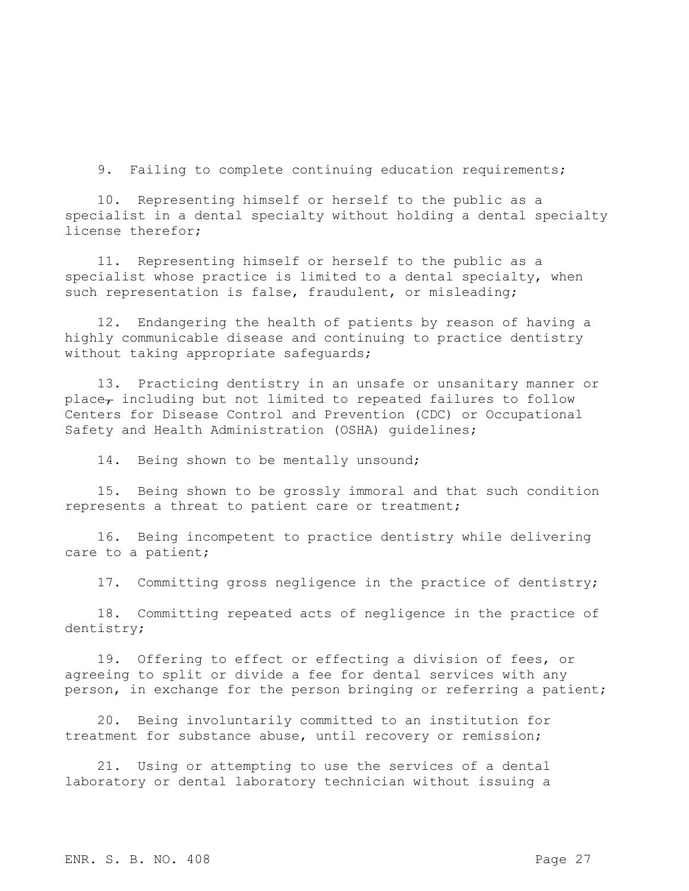9. Failing to complete continuing education requirements;

10. Representing himself or herself to the public as a specialist in a dental specialty without holding a dental specialty license therefor;

11. Representing himself or herself to the public as a specialist whose practice is limited to a dental specialty, when such representation is false, fraudulent, or misleading;

12. Endangering the health of patients by reason of having a highly communicable disease and continuing to practice dentistry without taking appropriate safeguards;

13. Practicing dentistry in an unsafe or unsanitary manner or place~~,~~ including but not limited to repeated failures to follow Centers for Disease Control and Prevention (CDC) or Occupational Safety and Health Administration (OSHA) guidelines;

14. Being shown to be mentally unsound;

15. Being shown to be grossly immoral and that such condition represents a threat to patient care or treatment;

16. Being incompetent to practice dentistry while delivering care to a patient;

17. Committing gross negligence in the practice of dentistry;

18. Committing repeated acts of negligence in the practice of dentistry;

19. Offering to effect or effecting a division of fees, or agreeing to split or divide a fee for dental services with any person, in exchange for the person bringing or referring a patient;

20. Being involuntarily committed to an institution for treatment for substance abuse, until recovery or remission;

21. Using or attempting to use the services of a dental laboratory or dental laboratory technician without issuing a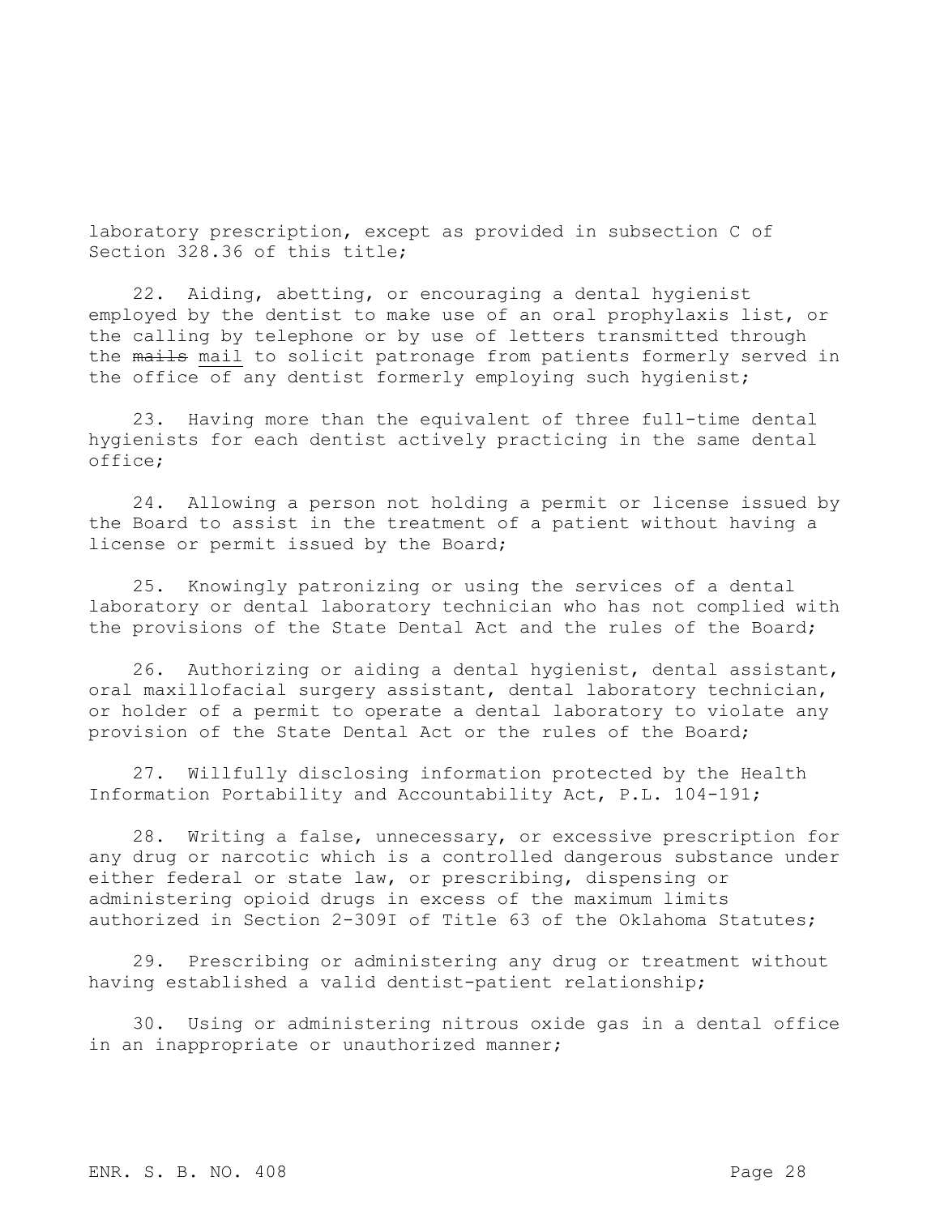laboratory prescription, except as provided in subsection C of Section 328.36 of this title;

22. Aiding, abetting, or encouraging a dental hygienist employed by the dentist to make use of an oral prophylaxis list, or the calling by telephone or by use of letters transmitted through the ~~mails~~ mail to solicit patronage from patients formerly served in the office of any dentist formerly employing such hygienist;

23. Having more than the equivalent of three full-time dental hygienists for each dentist actively practicing in the same dental office;

24. Allowing a person not holding a permit or license issued by the Board to assist in the treatment of a patient without having a license or permit issued by the Board;

25. Knowingly patronizing or using the services of a dental laboratory or dental laboratory technician who has not complied with the provisions of the State Dental Act and the rules of the Board;

26. Authorizing or aiding a dental hygienist, dental assistant, oral maxillofacial surgery assistant, dental laboratory technician, or holder of a permit to operate a dental laboratory to violate any provision of the State Dental Act or the rules of the Board;

27. Willfully disclosing information protected by the Health Information Portability and Accountability Act, P.L. 104-191;

28. Writing a false, unnecessary, or excessive prescription for any drug or narcotic which is a controlled dangerous substance under either federal or state law, or prescribing, dispensing or administering opioid drugs in excess of the maximum limits authorized in Section 2-309I of Title 63 of the Oklahoma Statutes;

29. Prescribing or administering any drug or treatment without having established a valid dentist-patient relationship;

30. Using or administering nitrous oxide gas in a dental office in an inappropriate or unauthorized manner;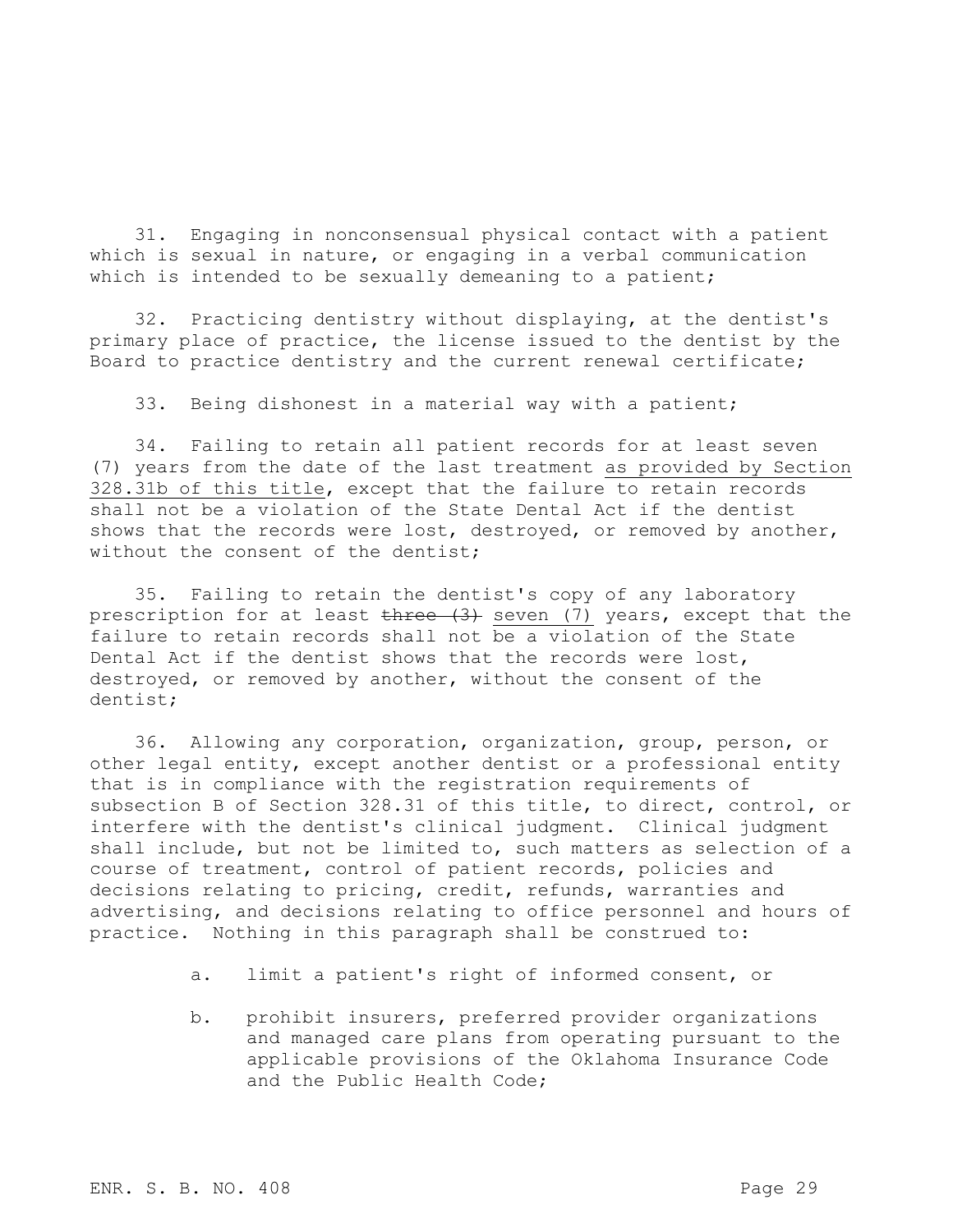31. Engaging in nonconsensual physical contact with a patient which is sexual in nature, or engaging in a verbal communication which is intended to be sexually demeaning to a patient;

32. Practicing dentistry without displaying, at the dentist's primary place of practice, the license issued to the dentist by the Board to practice dentistry and the current renewal certificate;

33. Being dishonest in a material way with a patient;

34. Failing to retain all patient records for at least seven (7) years from the date of the last treatment <u>as provided by Section 328.31b of this title</u>, except that the failure to retain records shall not be a violation of the State Dental Act if the dentist shows that the records were lost, destroyed, or removed by another, without the consent of the dentist;

35. Failing to retain the dentist's copy of any laboratory prescription for at least ~~three (3)~~ <u>seven (7)</u> years, except that the failure to retain records shall not be a violation of the State Dental Act if the dentist shows that the records were lost, destroyed, or removed by another, without the consent of the dentist;

36. Allowing any corporation, organization, group, person, or other legal entity, except another dentist or a professional entity that is in compliance with the registration requirements of subsection B of Section 328.31 of this title, to direct, control, or interfere with the dentist's clinical judgment. Clinical judgment shall include, but not be limited to, such matters as selection of a course of treatment, control of patient records, policies and decisions relating to pricing, credit, refunds, warranties and advertising, and decisions relating to office personnel and hours of practice. Nothing in this paragraph shall be construed to:

a. limit a patient's right of informed consent, or

b. prohibit insurers, preferred provider organizations and managed care plans from operating pursuant to the applicable provisions of the Oklahoma Insurance Code and the Public Health Code;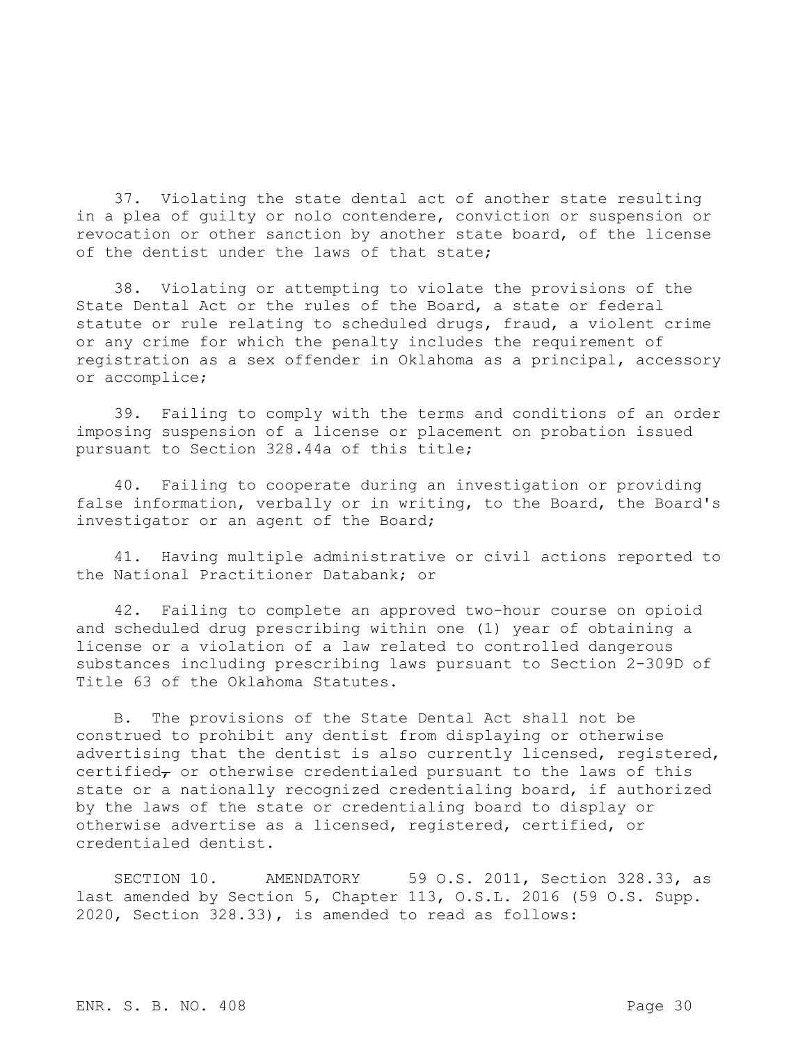37. Violating the state dental act of another state resulting in a plea of guilty or nolo contendere, conviction or suspension or revocation or other sanction by another state board, of the license of the dentist under the laws of that state;

38. Violating or attempting to violate the provisions of the State Dental Act or the rules of the Board, a state or federal statute or rule relating to scheduled drugs, fraud, a violent crime or any crime for which the penalty includes the requirement of registration as a sex offender in Oklahoma as a principal, accessory or accomplice;

39. Failing to comply with the terms and conditions of an order imposing suspension of a license or placement on probation issued pursuant to Section 328.44a of this title;

40. Failing to cooperate during an investigation or providing false information, verbally or in writing, to the Board, the Board's investigator or an agent of the Board;

41. Having multiple administrative or civil actions reported to the National Practitioner Databank; or

42. Failing to complete an approved two-hour course on opioid and scheduled drug prescribing within one (1) year of obtaining a license or a violation of a law related to controlled dangerous substances including prescribing laws pursuant to Section 2-309D of Title 63 of the Oklahoma Statutes.

B. The provisions of the State Dental Act shall not be construed to prohibit any dentist from displaying or otherwise advertising that the dentist is also currently licensed, registered, certified, or otherwise credentialed pursuant to the laws of this state or a nationally recognized credentialing board, if authorized by the laws of the state or credentialing board to display or otherwise advertise as a licensed, registered, certified, or credentialed dentist.

SECTION 10. AMENDATORY 59 O.S. 2011, Section 328.33, as last amended by Section 5, Chapter 113, O.S.L. 2016 (59 O.S. Supp. 2020, Section 328.33), is amended to read as follows: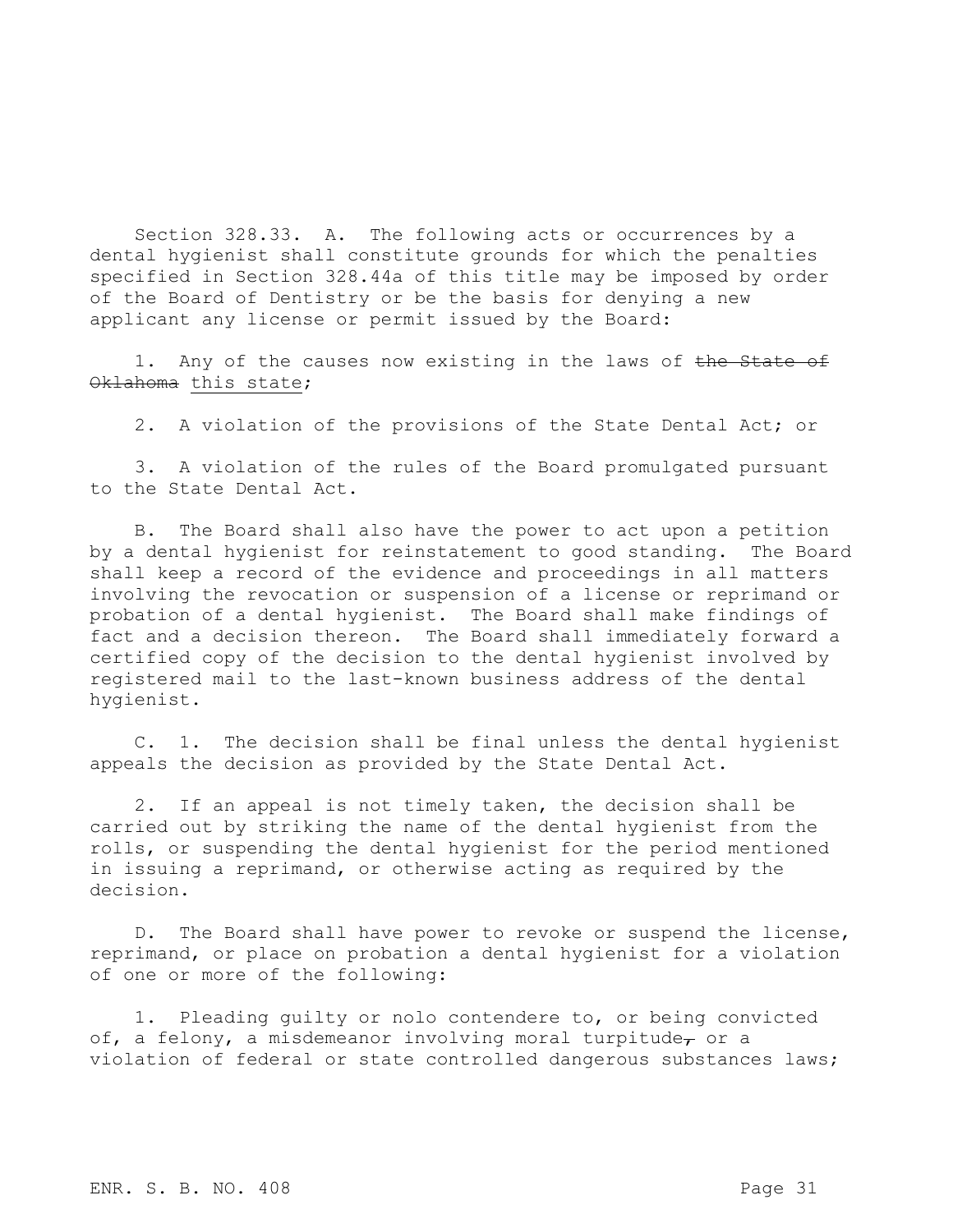Section 328.33. A. The following acts or occurrences by a dental hygienist shall constitute grounds for which the penalties specified in Section 328.44a of this title may be imposed by order of the Board of Dentistry or be the basis for denying a new applicant any license or permit issued by the Board:

1. Any of the causes now existing in the laws of ~~the State of Oklahoma~~ this state;

2. A violation of the provisions of the State Dental Act; or

3. A violation of the rules of the Board promulgated pursuant to the State Dental Act.

B. The Board shall also have the power to act upon a petition by a dental hygienist for reinstatement to good standing. The Board shall keep a record of the evidence and proceedings in all matters involving the revocation or suspension of a license or reprimand or probation of a dental hygienist. The Board shall make findings of fact and a decision thereon. The Board shall immediately forward a certified copy of the decision to the dental hygienist involved by registered mail to the last-known business address of the dental hygienist.

C. 1. The decision shall be final unless the dental hygienist appeals the decision as provided by the State Dental Act.

2. If an appeal is not timely taken, the decision shall be carried out by striking the name of the dental hygienist from the rolls, or suspending the dental hygienist for the period mentioned in issuing a reprimand, or otherwise acting as required by the decision.

D. The Board shall have power to revoke or suspend the license, reprimand, or place on probation a dental hygienist for a violation of one or more of the following:

1. Pleading guilty or nolo contendere to, or being convicted of, a felony, a misdemeanor involving moral turpitude~~,~~ or a violation of federal or state controlled dangerous substances laws;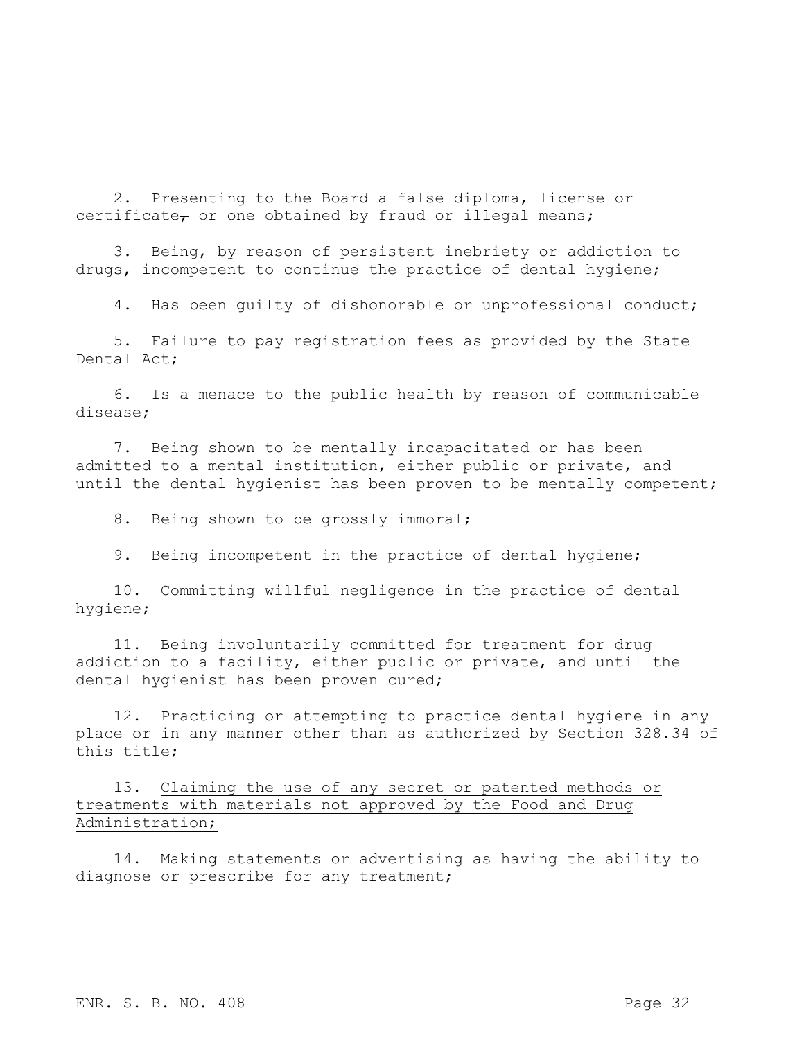2. Presenting to the Board a false diploma, license or certificate~~,~~ or one obtained by fraud or illegal means;

3. Being, by reason of persistent inebriety or addiction to drugs, incompetent to continue the practice of dental hygiene;

4. Has been guilty of dishonorable or unprofessional conduct;

5. Failure to pay registration fees as provided by the State Dental Act;

6. Is a menace to the public health by reason of communicable disease;

7. Being shown to be mentally incapacitated or has been admitted to a mental institution, either public or private, and until the dental hygienist has been proven to be mentally competent;

8. Being shown to be grossly immoral;

9. Being incompetent in the practice of dental hygiene;

10. Committing willful negligence in the practice of dental hygiene;

11. Being involuntarily committed for treatment for drug addiction to a facility, either public or private, and until the dental hygienist has been proven cured;

12. Practicing or attempting to practice dental hygiene in any place or in any manner other than as authorized by Section 328.34 of this title;

13. <u>Claiming the use of any secret or patented methods or treatments with materials not approved by the Food and Drug Administration;</u>

14. <u>Making statements or advertising as having the ability to diagnose or prescribe for any treatment;</u>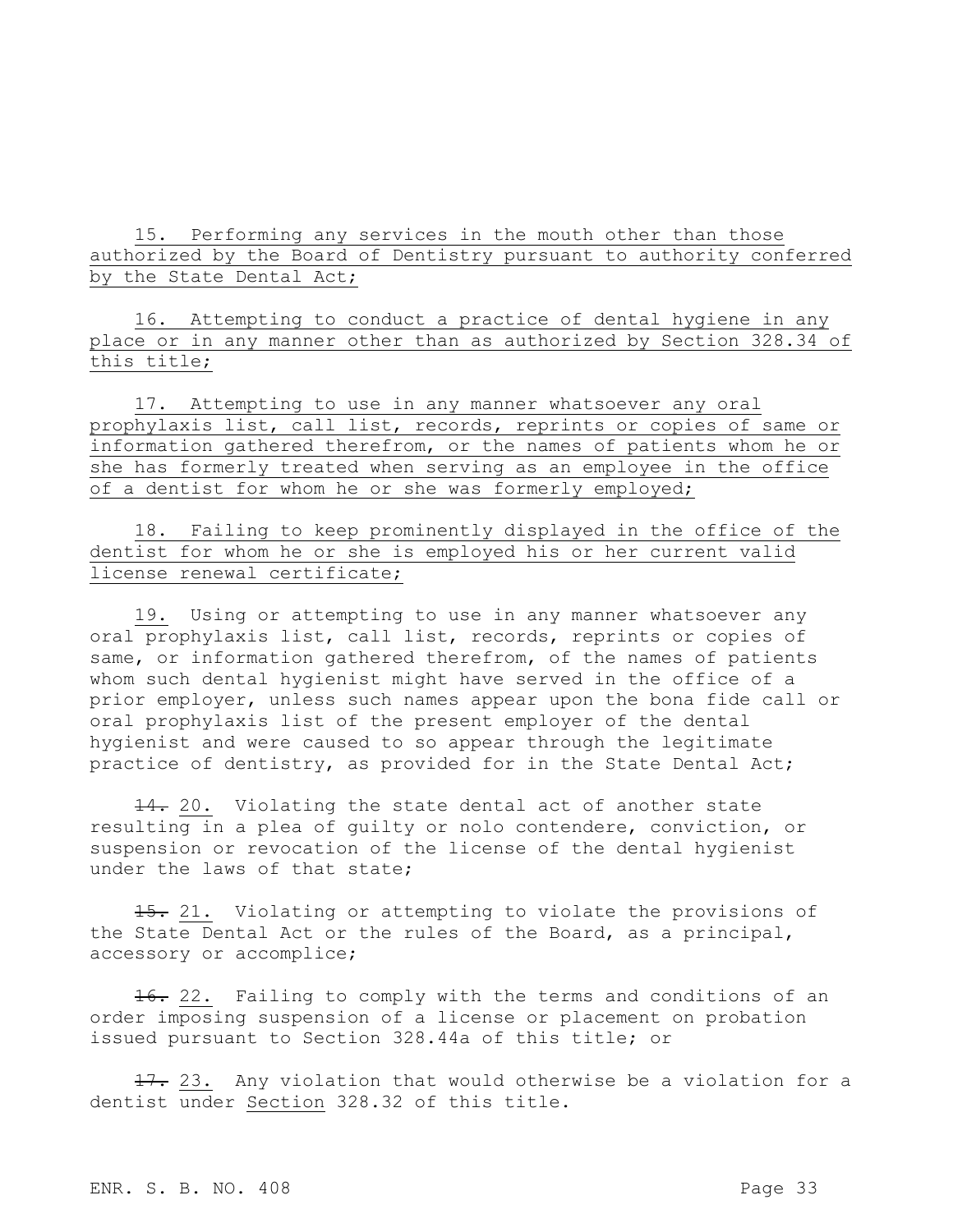15. Performing any services in the mouth other than those authorized by the Board of Dentistry pursuant to authority conferred by the State Dental Act;

16. Attempting to conduct a practice of dental hygiene in any place or in any manner other than as authorized by Section 328.34 of this title;

17. Attempting to use in any manner whatsoever any oral prophylaxis list, call list, records, reprints or copies of same or information gathered therefrom, or the names of patients whom he or she has formerly treated when serving as an employee in the office of a dentist for whom he or she was formerly employed;

18. Failing to keep prominently displayed in the office of the dentist for whom he or she is employed his or her current valid license renewal certificate;

19. Using or attempting to use in any manner whatsoever any oral prophylaxis list, call list, records, reprints or copies of same, or information gathered therefrom, of the names of patients whom such dental hygienist might have served in the office of a prior employer, unless such names appear upon the bona fide call or oral prophylaxis list of the present employer of the dental hygienist and were caused to so appear through the legitimate practice of dentistry, as provided for in the State Dental Act;

~~14.~~ 20. Violating the state dental act of another state resulting in a plea of guilty or nolo contendere, conviction, or suspension or revocation of the license of the dental hygienist under the laws of that state;

~~15.~~ 21. Violating or attempting to violate the provisions of the State Dental Act or the rules of the Board, as a principal, accessory or accomplice;

~~16.~~ 22. Failing to comply with the terms and conditions of an order imposing suspension of a license or placement on probation issued pursuant to Section 328.44a of this title; or

~~17.~~ 23. Any violation that would otherwise be a violation for a dentist under Section 328.32 of this title.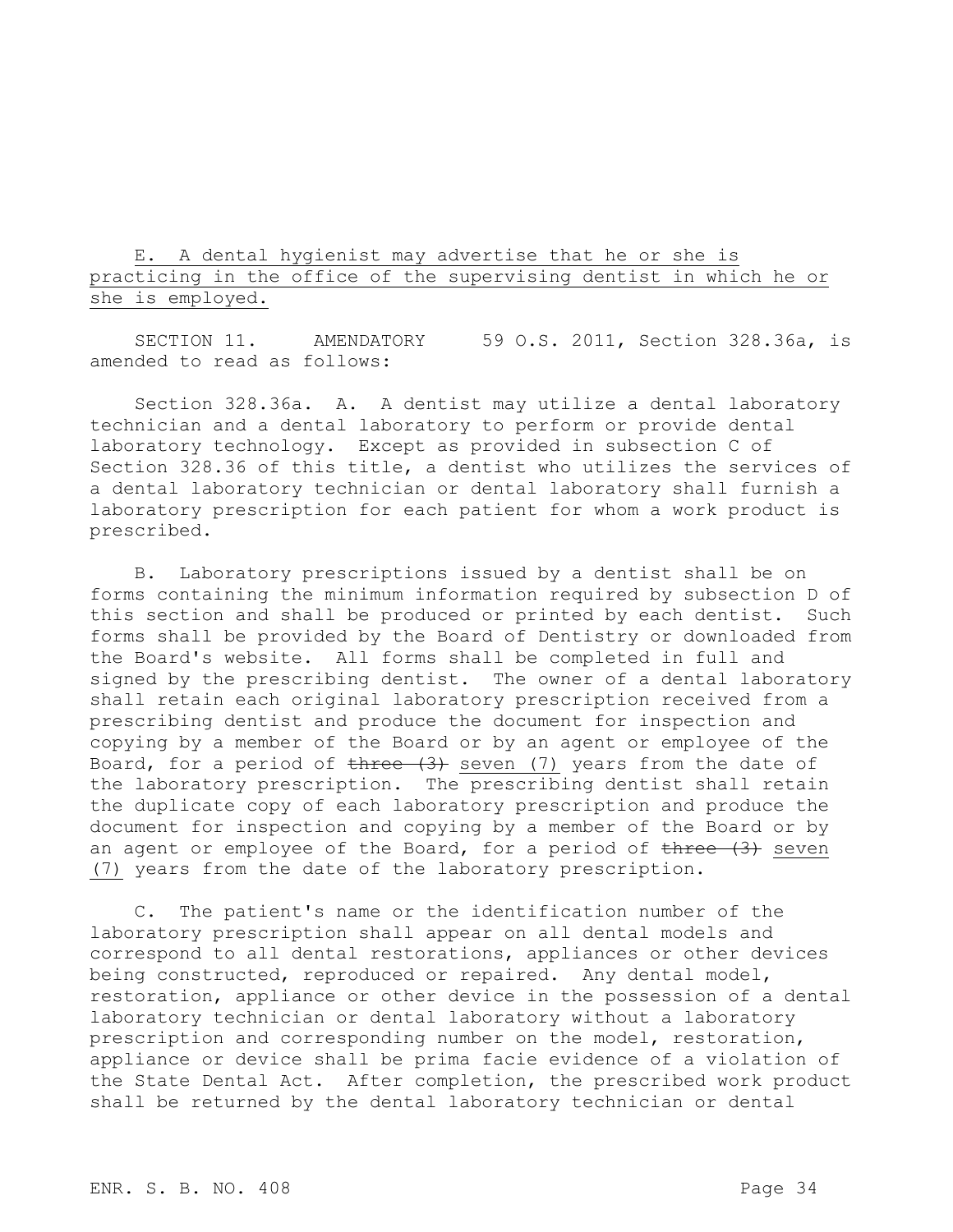E. A dental hygienist may advertise that he or she is practicing in the office of the supervising dentist in which he or she is employed.

SECTION 11. AMENDATORY 59 O.S. 2011, Section 328.36a, is amended to read as follows:

Section 328.36a. A. A dentist may utilize a dental laboratory technician and a dental laboratory to perform or provide dental laboratory technology. Except as provided in subsection C of Section 328.36 of this title, a dentist who utilizes the services of a dental laboratory technician or dental laboratory shall furnish a laboratory prescription for each patient for whom a work product is prescribed.

B. Laboratory prescriptions issued by a dentist shall be on forms containing the minimum information required by subsection D of this section and shall be produced or printed by each dentist. Such forms shall be provided by the Board of Dentistry or downloaded from the Board's website. All forms shall be completed in full and signed by the prescribing dentist. The owner of a dental laboratory shall retain each original laboratory prescription received from a prescribing dentist and produce the document for inspection and copying by a member of the Board or by an agent or employee of the Board, for a period of ~~three (3)~~ seven (7) years from the date of the laboratory prescription. The prescribing dentist shall retain the duplicate copy of each laboratory prescription and produce the document for inspection and copying by a member of the Board or by an agent or employee of the Board, for a period of ~~three (3)~~ seven (7) years from the date of the laboratory prescription.

C. The patient's name or the identification number of the laboratory prescription shall appear on all dental models and correspond to all dental restorations, appliances or other devices being constructed, reproduced or repaired. Any dental model, restoration, appliance or other device in the possession of a dental laboratory technician or dental laboratory without a laboratory prescription and corresponding number on the model, restoration, appliance or device shall be prima facie evidence of a violation of the State Dental Act. After completion, the prescribed work product shall be returned by the dental laboratory technician or dental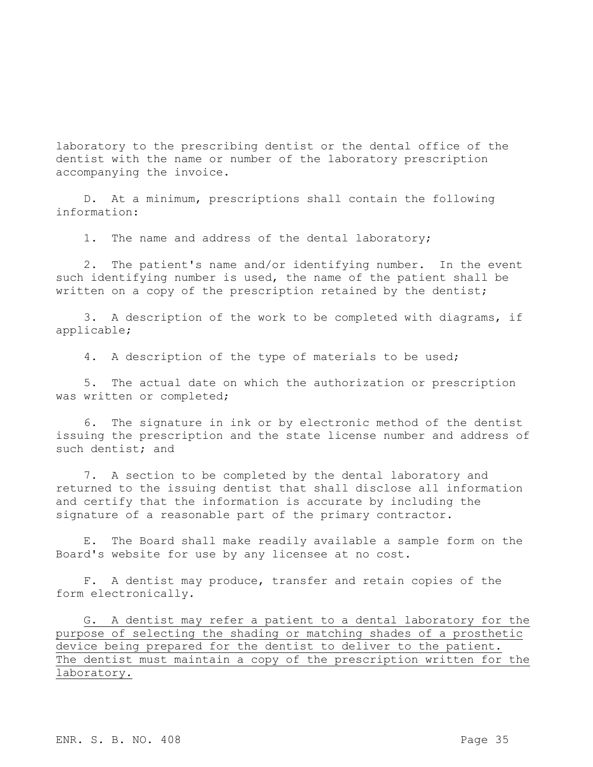laboratory to the prescribing dentist or the dental office of the dentist with the name or number of the laboratory prescription accompanying the invoice.

D. At a minimum, prescriptions shall contain the following information:

1. The name and address of the dental laboratory;

2. The patient's name and/or identifying number. In the event such identifying number is used, the name of the patient shall be written on a copy of the prescription retained by the dentist;

3. A description of the work to be completed with diagrams, if applicable;

4. A description of the type of materials to be used;

5. The actual date on which the authorization or prescription was written or completed;

6. The signature in ink or by electronic method of the dentist issuing the prescription and the state license number and address of such dentist; and

7. A section to be completed by the dental laboratory and returned to the issuing dentist that shall disclose all information and certify that the information is accurate by including the signature of a reasonable part of the primary contractor.

E. The Board shall make readily available a sample form on the Board's website for use by any licensee at no cost.

F. A dentist may produce, transfer and retain copies of the form electronically.

<u>G. A dentist may refer a patient to a dental laboratory for the purpose of selecting the shading or matching shades of a prosthetic device being prepared for the dentist to deliver to the patient. The dentist must maintain a copy of the prescription written for the laboratory.</u>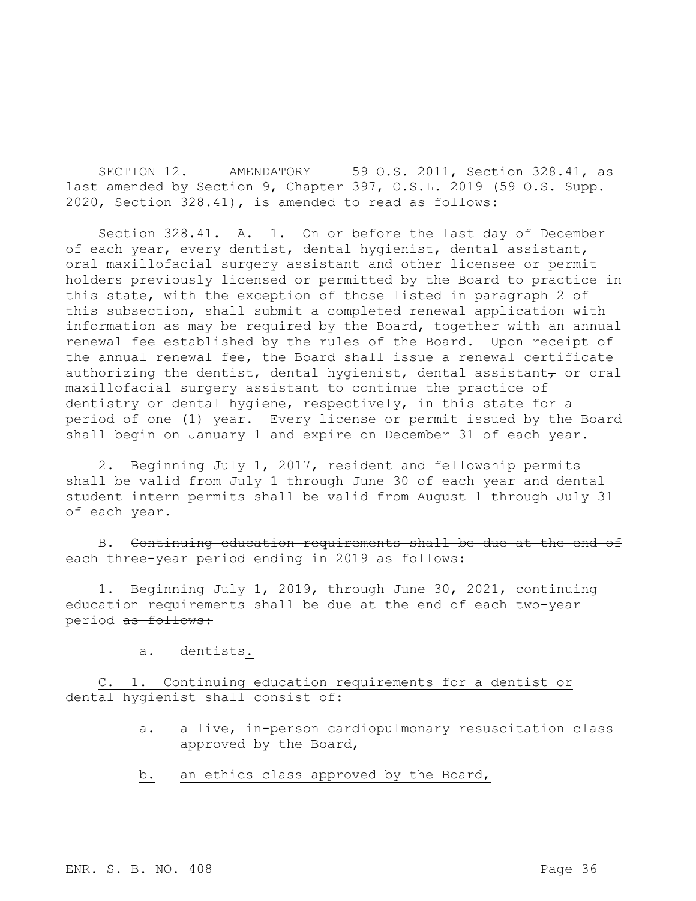SECTION 12. AMENDATORY 59 O.S. 2011, Section 328.41, as last amended by Section 9, Chapter 397, O.S.L. 2019 (59 O.S. Supp. 2020, Section 328.41), is amended to read as follows:

Section 328.41. A. 1. On or before the last day of December of each year, every dentist, dental hygienist, dental assistant, oral maxillofacial surgery assistant and other licensee or permit holders previously licensed or permitted by the Board to practice in this state, with the exception of those listed in paragraph 2 of this subsection, shall submit a completed renewal application with information as may be required by the Board, together with an annual renewal fee established by the rules of the Board. Upon receipt of the annual renewal fee, the Board shall issue a renewal certificate authorizing the dentist, dental hygienist, dental assistant~~,~~ or oral maxillofacial surgery assistant to continue the practice of dentistry or dental hygiene, respectively, in this state for a period of one (1) year. Every license or permit issued by the Board shall begin on January 1 and expire on December 31 of each year.

2. Beginning July 1, 2017, resident and fellowship permits shall be valid from July 1 through June 30 of each year and dental student intern permits shall be valid from August 1 through July 31 of each year.

B. ~~Continuing education requirements shall be due at the end of each three-year period ending in 2019 as follows:~~

~~1.~~ Beginning July 1, 2019~~, through June 30, 2021~~, continuing education requirements shall be due at the end of each two-year period ~~as follows:~~

~~a. dentists~~<u>.</u>

<u>C. 1. Continuing education requirements for a dentist or dental hygienist shall consist of:</u>

<u>a. a live, in-person cardiopulmonary resuscitation class approved by the Board,</u>

<u>b. an ethics class approved by the Board,</u>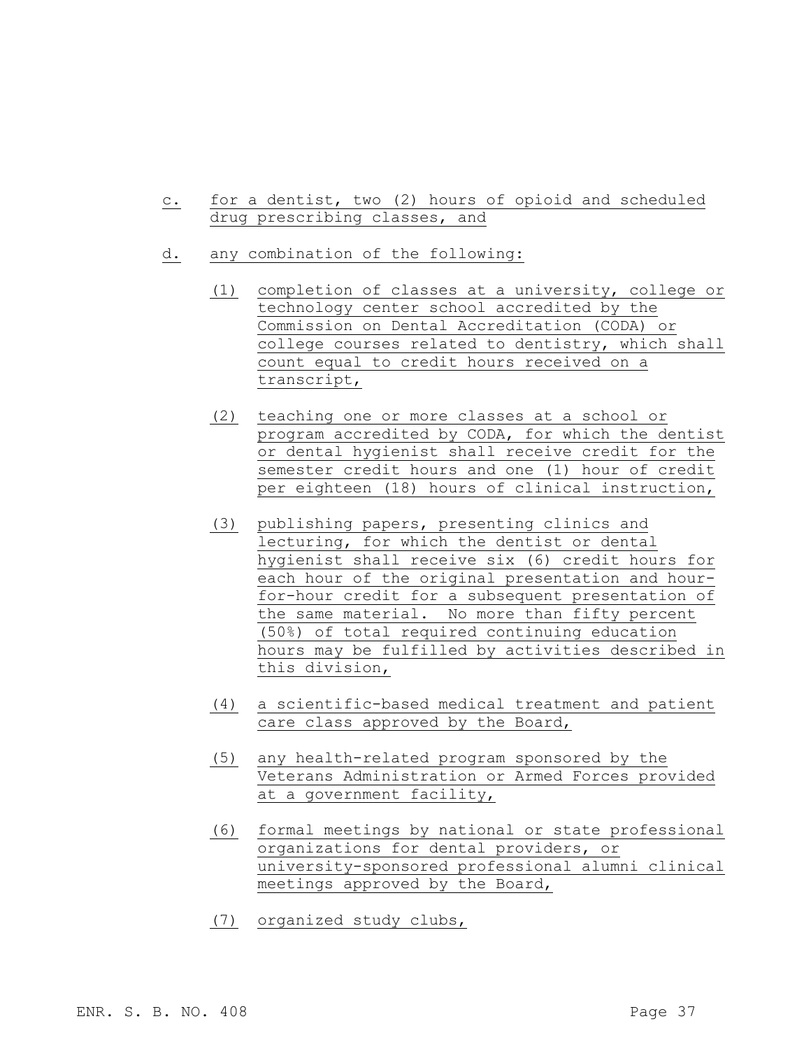c. for a dentist, two (2) hours of opioid and scheduled drug prescribing classes, and

d. any combination of the following:

   (1) completion of classes at a university, college or technology center school accredited by the Commission on Dental Accreditation (CODA) or college courses related to dentistry, which shall count equal to credit hours received on a transcript,

   (2) teaching one or more classes at a school or program accredited by CODA, for which the dentist or dental hygienist shall receive credit for the semester credit hours and one (1) hour of credit per eighteen (18) hours of clinical instruction,

   (3) publishing papers, presenting clinics and lecturing, for which the dentist or dental hygienist shall receive six (6) credit hours for each hour of the original presentation and hour-for-hour credit for a subsequent presentation of the same material. No more than fifty percent (50%) of total required continuing education hours may be fulfilled by activities described in this division,

   (4) a scientific-based medical treatment and patient care class approved by the Board,

   (5) any health-related program sponsored by the Veterans Administration or Armed Forces provided at a government facility,

   (6) formal meetings by national or state professional organizations for dental providers, or university-sponsored professional alumni clinical meetings approved by the Board,

   (7) organized study clubs,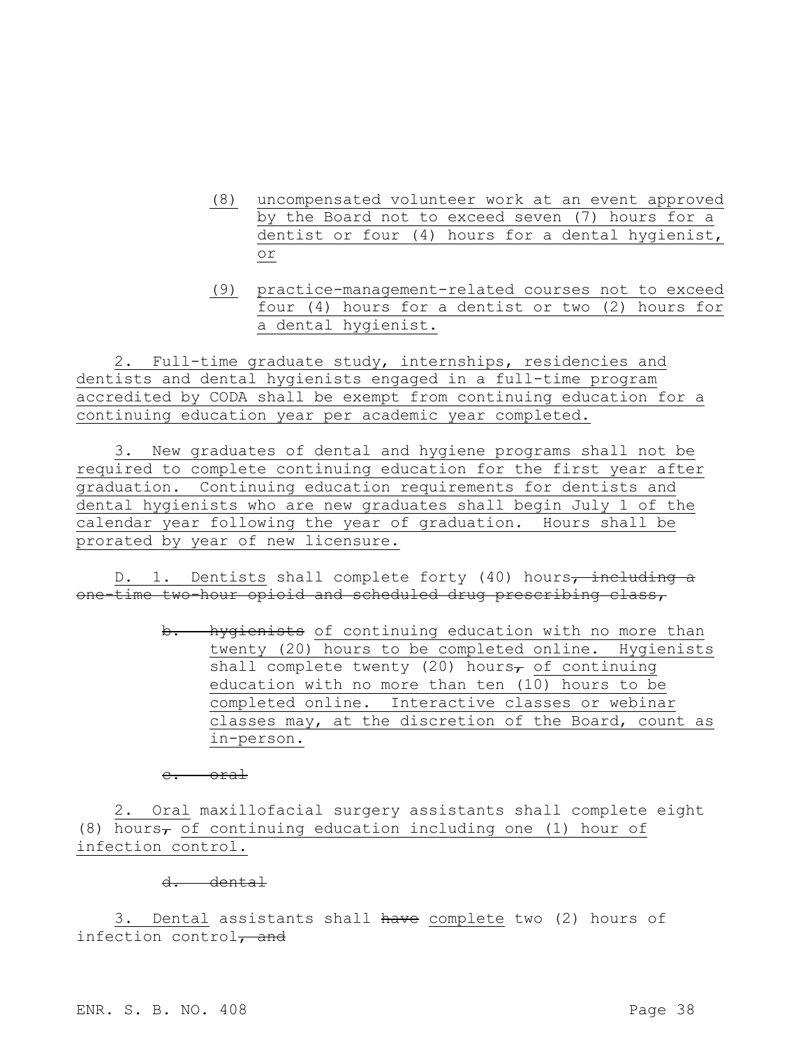(8) uncompensated volunteer work at an event approved by the Board not to exceed seven (7) hours for a dentist or four (4) hours for a dental hygienist, or

(9) practice-management-related courses not to exceed four (4) hours for a dentist or two (2) hours for a dental hygienist.

2. Full-time graduate study, internships, residencies and dentists and dental hygienists engaged in a full-time program accredited by CODA shall be exempt from continuing education for a continuing education year per academic year completed.

3. New graduates of dental and hygiene programs shall not be required to complete continuing education for the first year after graduation. Continuing education requirements for dentists and dental hygienists who are new graduates shall begin July 1 of the calendar year following the year of graduation. Hours shall be prorated by year of new licensure.

D. 1. Dentists shall complete forty (40) hours~~, including a one-time two-hour opioid and scheduled drug prescribing class,~~

~~b. hygienists~~ of continuing education with no more than twenty (20) hours to be completed online. Hygienists shall complete twenty (20) hours~~,~~ of continuing education with no more than ten (10) hours to be completed online. Interactive classes or webinar classes may, at the discretion of the Board, count as in-person.

~~c. oral~~

2. Oral maxillofacial surgery assistants shall complete eight (8) hours~~,~~ of continuing education including one (1) hour of infection control.

~~d. dental~~

3. Dental assistants shall ~~have~~ complete two (2) hours of infection control~~, and~~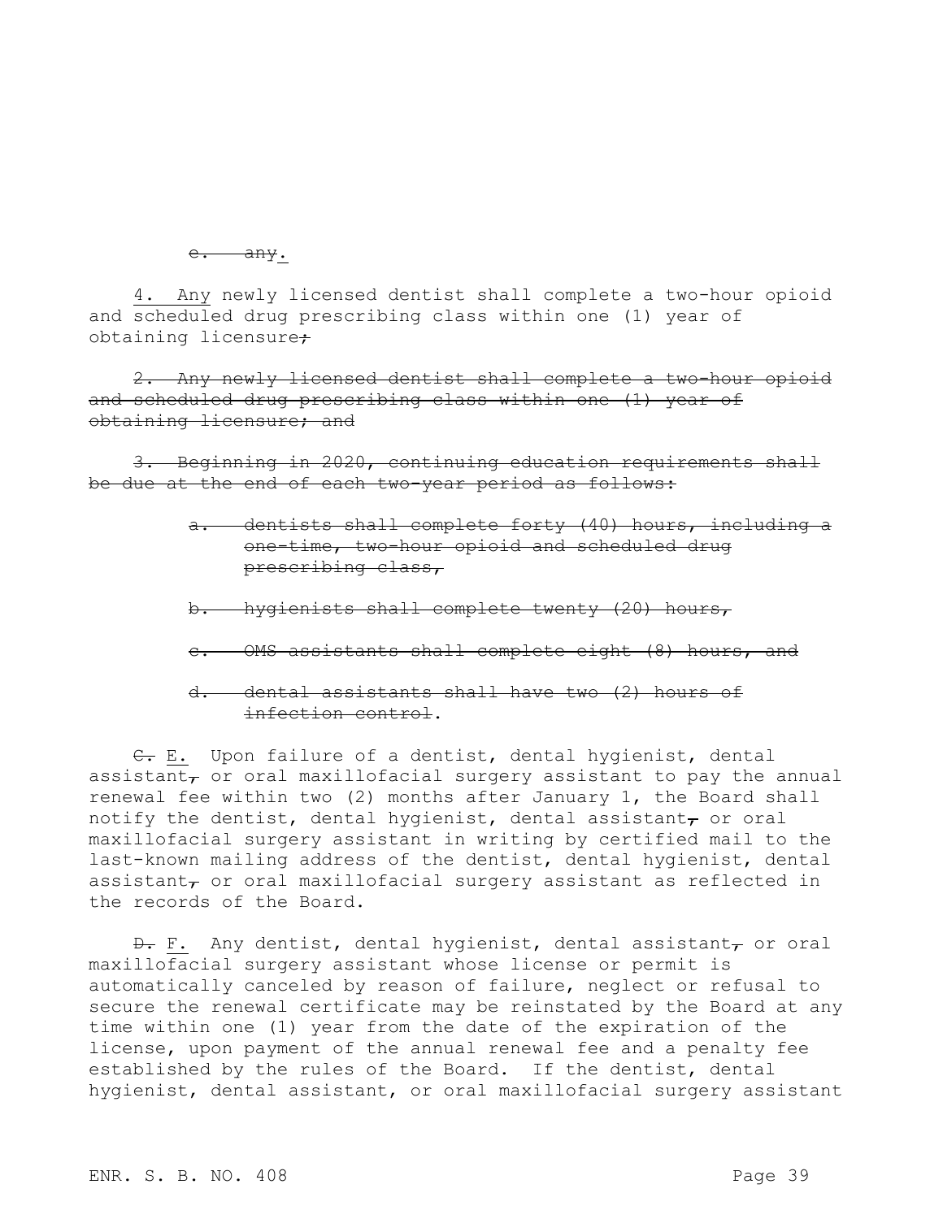~~e. any~~.

4. Any newly licensed dentist shall complete a two-hour opioid and scheduled drug prescribing class within one (1) year of obtaining licensure~~;~~

~~2. Any newly licensed dentist shall complete a two-hour opioid and scheduled drug prescribing class within one (1) year of obtaining licensure; and~~

~~3. Beginning in 2020, continuing education requirements shall be due at the end of each two-year period as follows:~~

- ~~a. dentists shall complete forty (40) hours, including a one-time, two-hour opioid and scheduled drug prescribing class,~~
- ~~b. hygienists shall complete twenty (20) hours,~~
- ~~c. OMS assistants shall complete eight (8) hours, and~~
- ~~d. dental assistants shall have two (2) hours of infection control~~.

~~C.~~ E. Upon failure of a dentist, dental hygienist, dental assistant~~,~~ or oral maxillofacial surgery assistant to pay the annual renewal fee within two (2) months after January 1, the Board shall notify the dentist, dental hygienist, dental assistant~~,~~ or oral maxillofacial surgery assistant in writing by certified mail to the last-known mailing address of the dentist, dental hygienist, dental assistant~~,~~ or oral maxillofacial surgery assistant as reflected in the records of the Board.

~~D.~~ F. Any dentist, dental hygienist, dental assistant~~,~~ or oral maxillofacial surgery assistant whose license or permit is automatically canceled by reason of failure, neglect or refusal to secure the renewal certificate may be reinstated by the Board at any time within one (1) year from the date of the expiration of the license, upon payment of the annual renewal fee and a penalty fee established by the rules of the Board. If the dentist, dental hygienist, dental assistant, or oral maxillofacial surgery assistant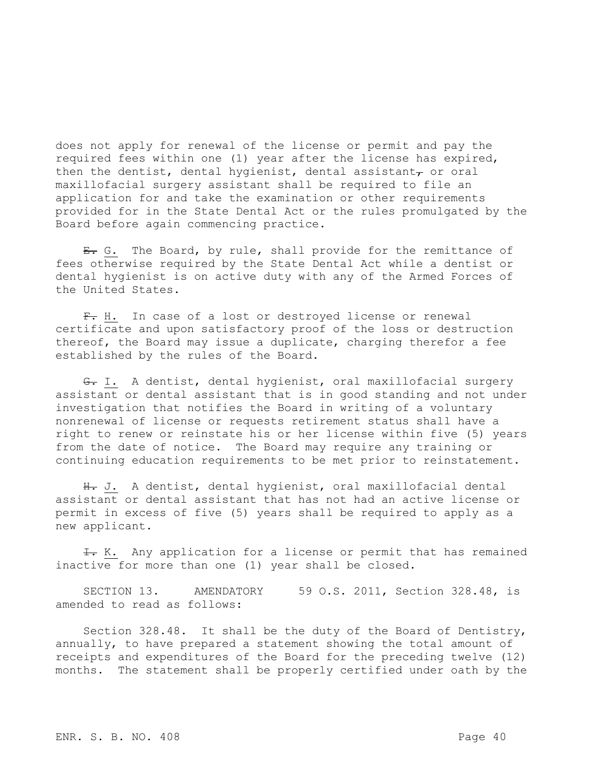does not apply for renewal of the license or permit and pay the required fees within one (1) year after the license has expired, then the dentist, dental hygienist, dental assistant~~,~~ or oral maxillofacial surgery assistant shall be required to file an application for and take the examination or other requirements provided for in the State Dental Act or the rules promulgated by the Board before again commencing practice.

~~E.~~ <u>G.</u> The Board, by rule, shall provide for the remittance of fees otherwise required by the State Dental Act while a dentist or dental hygienist is on active duty with any of the Armed Forces of the United States.

~~F.~~ <u>H.</u> In case of a lost or destroyed license or renewal certificate and upon satisfactory proof of the loss or destruction thereof, the Board may issue a duplicate, charging therefor a fee established by the rules of the Board.

~~G.~~ <u>I.</u> A dentist, dental hygienist, oral maxillofacial surgery assistant or dental assistant that is in good standing and not under investigation that notifies the Board in writing of a voluntary nonrenewal of license or requests retirement status shall have a right to renew or reinstate his or her license within five (5) years from the date of notice. The Board may require any training or continuing education requirements to be met prior to reinstatement.

~~H.~~ <u>J.</u> A dentist, dental hygienist, oral maxillofacial dental assistant or dental assistant that has not had an active license or permit in excess of five (5) years shall be required to apply as a new applicant.

~~I.~~ <u>K.</u> Any application for a license or permit that has remained inactive for more than one (1) year shall be closed.

SECTION 13. AMENDATORY 59 O.S. 2011, Section 328.48, is amended to read as follows:

Section 328.48. It shall be the duty of the Board of Dentistry, annually, to have prepared a statement showing the total amount of receipts and expenditures of the Board for the preceding twelve (12) months. The statement shall be properly certified under oath by the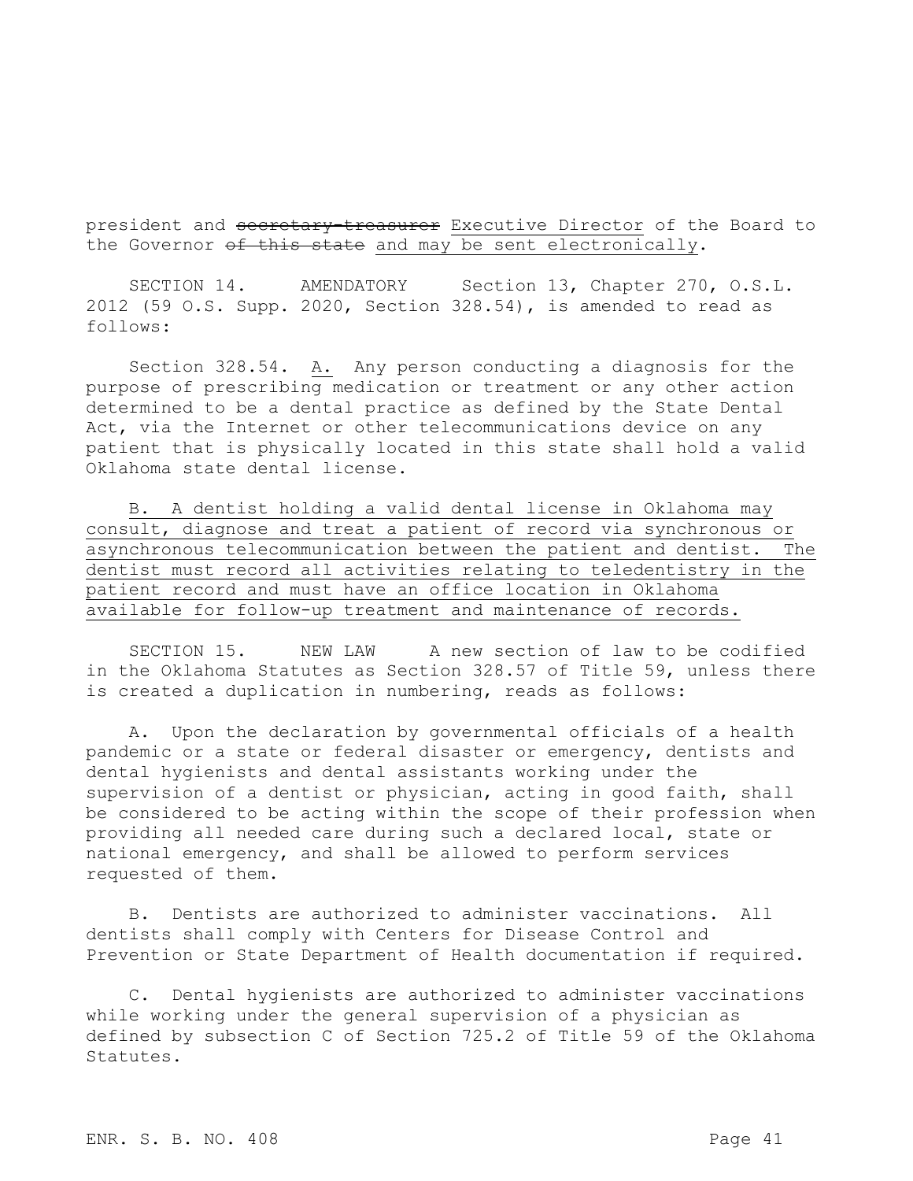president and ~~secretary-treasurer~~ Executive Director of the Board to the Governor ~~of this state~~ and may be sent electronically.

SECTION 14. AMENDATORY Section 13, Chapter 270, O.S.L. 2012 (59 O.S. Supp. 2020, Section 328.54), is amended to read as follows:

Section 328.54. A. Any person conducting a diagnosis for the purpose of prescribing medication or treatment or any other action determined to be a dental practice as defined by the State Dental Act, via the Internet or other telecommunications device on any patient that is physically located in this state shall hold a valid Oklahoma state dental license.

B. A dentist holding a valid dental license in Oklahoma may consult, diagnose and treat a patient of record via synchronous or asynchronous telecommunication between the patient and dentist. The dentist must record all activities relating to teledentistry in the patient record and must have an office location in Oklahoma available for follow-up treatment and maintenance of records.

SECTION 15. NEW LAW A new section of law to be codified in the Oklahoma Statutes as Section 328.57 of Title 59, unless there is created a duplication in numbering, reads as follows:

A. Upon the declaration by governmental officials of a health pandemic or a state or federal disaster or emergency, dentists and dental hygienists and dental assistants working under the supervision of a dentist or physician, acting in good faith, shall be considered to be acting within the scope of their profession when providing all needed care during such a declared local, state or national emergency, and shall be allowed to perform services requested of them.

B. Dentists are authorized to administer vaccinations. All dentists shall comply with Centers for Disease Control and Prevention or State Department of Health documentation if required.

C. Dental hygienists are authorized to administer vaccinations while working under the general supervision of a physician as defined by subsection C of Section 725.2 of Title 59 of the Oklahoma Statutes.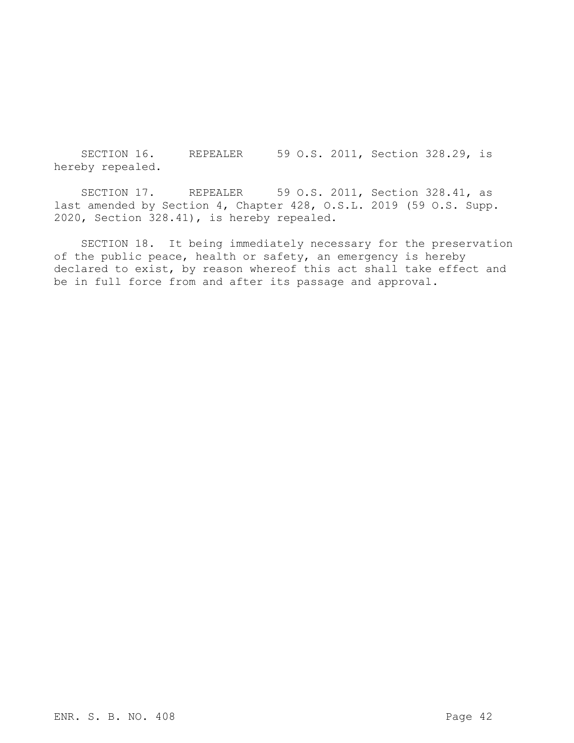SECTION 16. REPEALER 59 O.S. 2011, Section 328.29, is hereby repealed.

SECTION 17. REPEALER 59 O.S. 2011, Section 328.41, as last amended by Section 4, Chapter 428, O.S.L. 2019 (59 O.S. Supp. 2020, Section 328.41), is hereby repealed.

SECTION 18. It being immediately necessary for the preservation of the public peace, health or safety, an emergency is hereby declared to exist, by reason whereof this act shall take effect and be in full force from and after its passage and approval.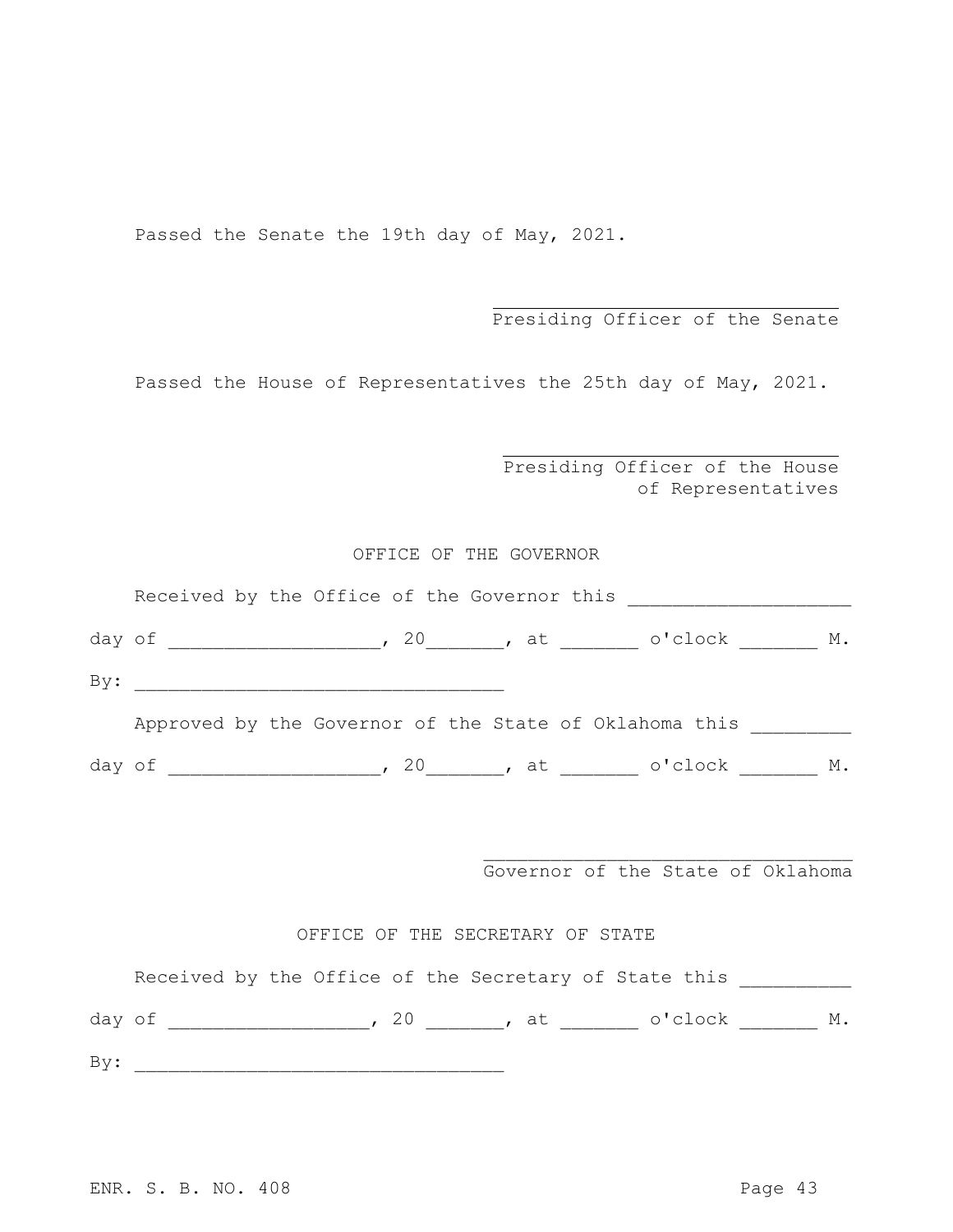Passed the Senate the 19th day of May, 2021.

\_\_\_\_\_\_\_\_\_\_\_\_\_\_\_\_\_\_\_\_\_\_\_\_\_\_\_\_\_\_\_\_

Presiding Officer of the Senate

Passed the House of Representatives the 25th day of May, 2021.

\_\_\_\_\_\_\_\_\_\_\_\_\_\_\_\_\_\_\_\_\_\_\_\_\_\_\_\_\_\_\_\_

Presiding Officer of the House of Representatives

OFFICE OF THE GOVERNOR

Received by the Office of the Governor this ____________________ day of ___________________, 20_______, at _______ o'clock _______ M.

By: _________________________________

Approved by the Governor of the State of Oklahoma this _________ day of ___________________, 20_______, at _______ o'clock _______ M.

\_\_\_\_\_\_\_\_\_\_\_\_\_\_\_\_\_\_\_\_\_\_\_\_\_\_\_\_\_\_\_\_\_

Governor of the State of Oklahoma

OFFICE OF THE SECRETARY OF STATE

Received by the Office of the Secretary of State this __________ day of __________________, 20 _______, at _______ o'clock _______ M.

By: _________________________________